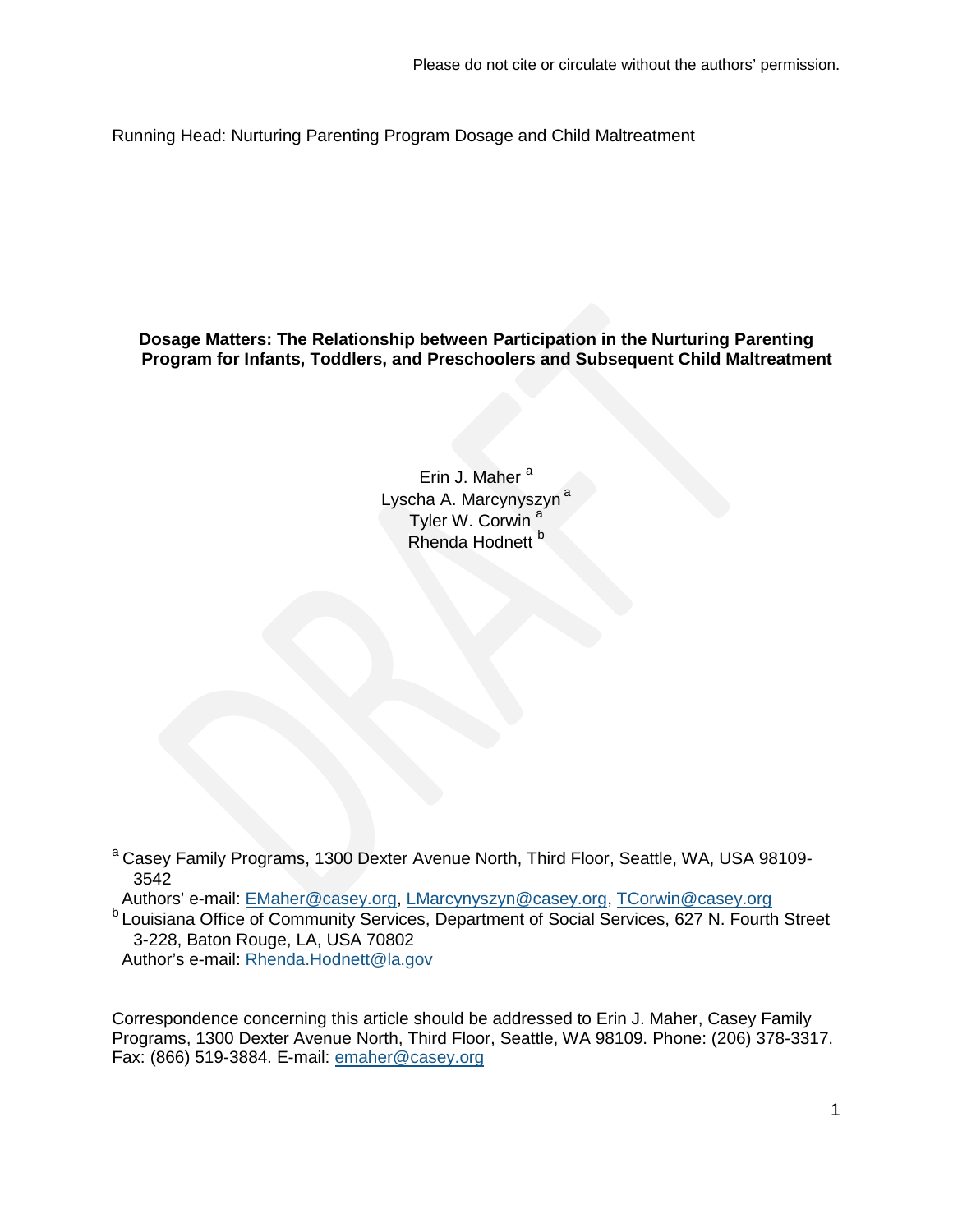Please do not cite or circulate without the authors' permission.

Running Head: Nurturing Parenting Program Dosage and Child Maltreatment

**Dosage Matters: The Relationship between Participation in the Nurturing Parenting Program for Infants, Toddlers, and Preschoolers and Subsequent Child Maltreatment**

Erin J. Maher [a]
Lyscha A. Marcynyszyn [a]
Tyler W. Corwin [a]
Rhenda Hodnett [b]

[a] Casey Family Programs, 1300 Dexter Avenue North, Third Floor, Seattle, WA, USA 98109-3542
Authors' e-mail: EMaher@casey.org, LMarcynyszyn@casey.org, TCorwin@casey.org
[b] Louisiana Office of Community Services, Department of Social Services, 627 N. Fourth Street 3-228, Baton Rouge, LA, USA 70802
Author's e-mail: Rhenda.Hodnett@la.gov

Correspondence concerning this article should be addressed to Erin J. Maher, Casey Family Programs, 1300 Dexter Avenue North, Third Floor, Seattle, WA 98109. Phone: (206) 378-3317. Fax: (866) 519-3884. E-mail: emaher@casey.org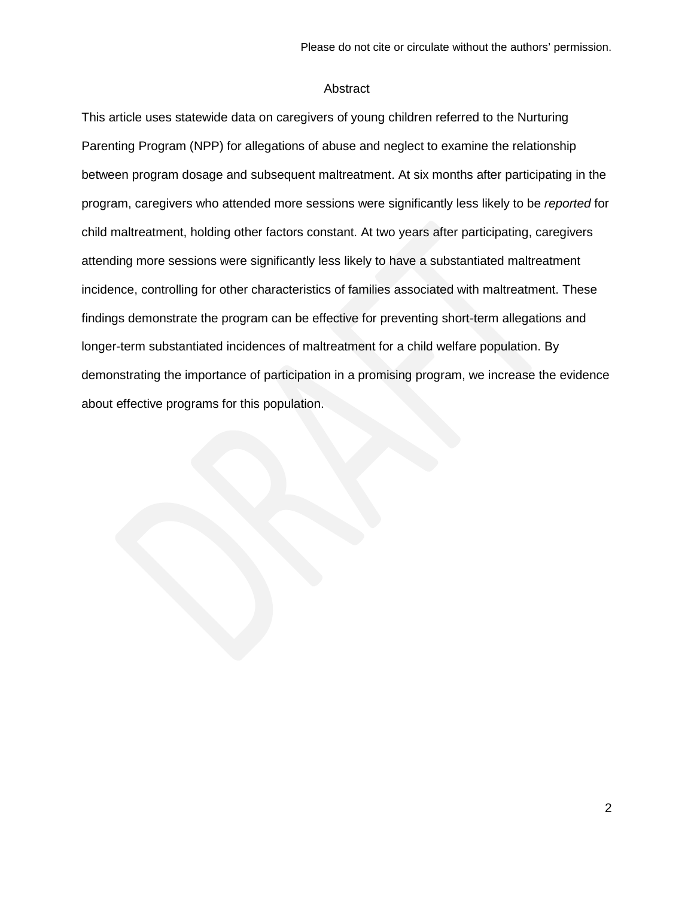# Abstract

This article uses statewide data on caregivers of young children referred to the Nurturing Parenting Program (NPP) for allegations of abuse and neglect to examine the relationship between program dosage and subsequent maltreatment. At six months after participating in the program, caregivers who attended more sessions were significantly less likely to be *reported* for child maltreatment, holding other factors constant. At two years after participating, caregivers attending more sessions were significantly less likely to have a substantiated maltreatment incidence, controlling for other characteristics of families associated with maltreatment. These findings demonstrate the program can be effective for preventing short-term allegations and longer-term substantiated incidences of maltreatment for a child welfare population. By demonstrating the importance of participation in a promising program, we increase the evidence about effective programs for this population.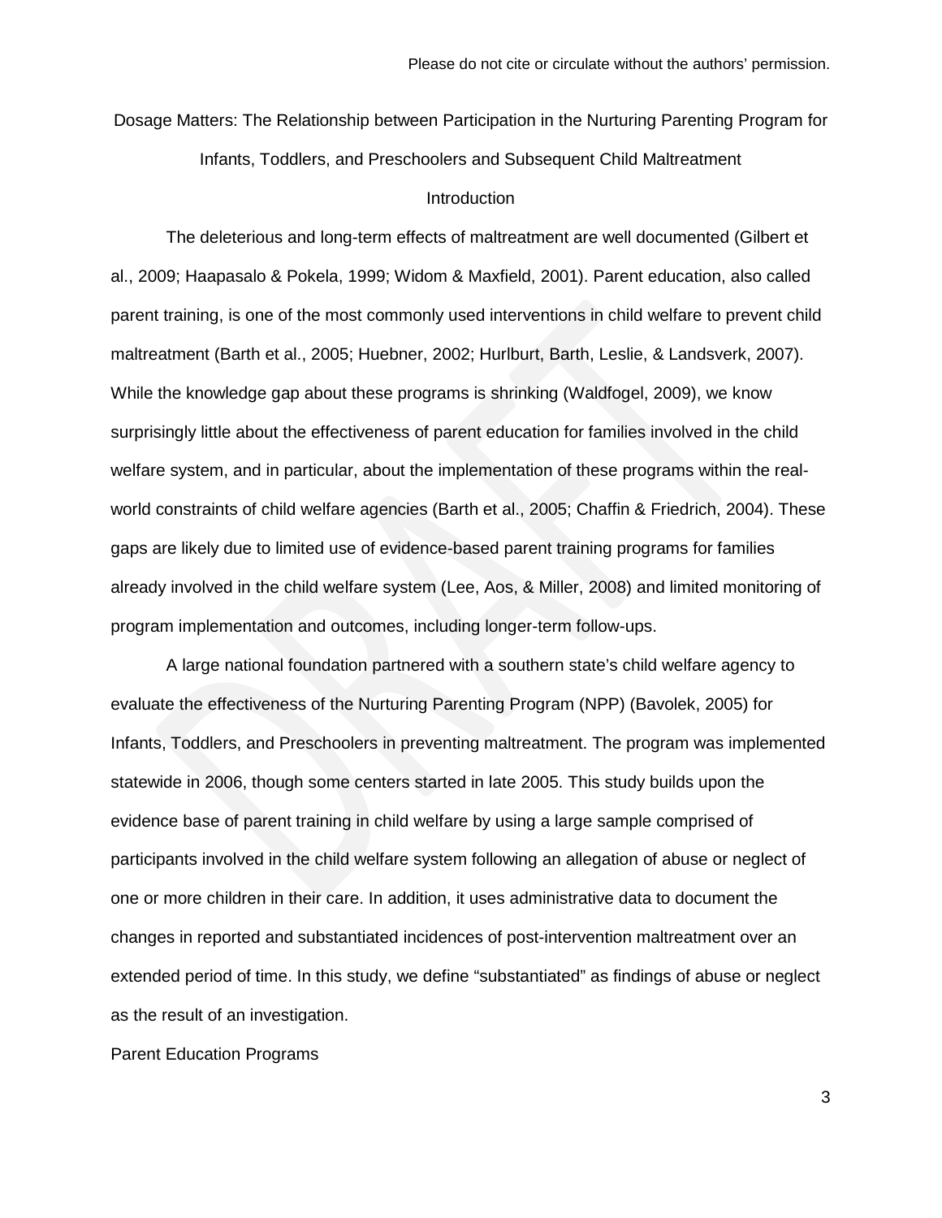# Dosage Matters: The Relationship between Participation in the Nurturing Parenting Program for Infants, Toddlers, and Preschoolers and Subsequent Child Maltreatment

## Introduction

The deleterious and long-term effects of maltreatment are well documented (Gilbert et al., 2009; Haapasalo & Pokela, 1999; Widom & Maxfield, 2001). Parent education, also called parent training, is one of the most commonly used interventions in child welfare to prevent child maltreatment (Barth et al., 2005; Huebner, 2002; Hurlburt, Barth, Leslie, & Landsverk, 2007). While the knowledge gap about these programs is shrinking (Waldfogel, 2009), we know surprisingly little about the effectiveness of parent education for families involved in the child welfare system, and in particular, about the implementation of these programs within the real-world constraints of child welfare agencies (Barth et al., 2005; Chaffin & Friedrich, 2004). These gaps are likely due to limited use of evidence-based parent training programs for families already involved in the child welfare system (Lee, Aos, & Miller, 2008) and limited monitoring of program implementation and outcomes, including longer-term follow-ups.

A large national foundation partnered with a southern state's child welfare agency to evaluate the effectiveness of the Nurturing Parenting Program (NPP) (Bavolek, 2005) for Infants, Toddlers, and Preschoolers in preventing maltreatment. The program was implemented statewide in 2006, though some centers started in late 2005. This study builds upon the evidence base of parent training in child welfare by using a large sample comprised of participants involved in the child welfare system following an allegation of abuse or neglect of one or more children in their care. In addition, it uses administrative data to document the changes in reported and substantiated incidences of post-intervention maltreatment over an extended period of time. In this study, we define "substantiated" as findings of abuse or neglect as the result of an investigation.

## Parent Education Programs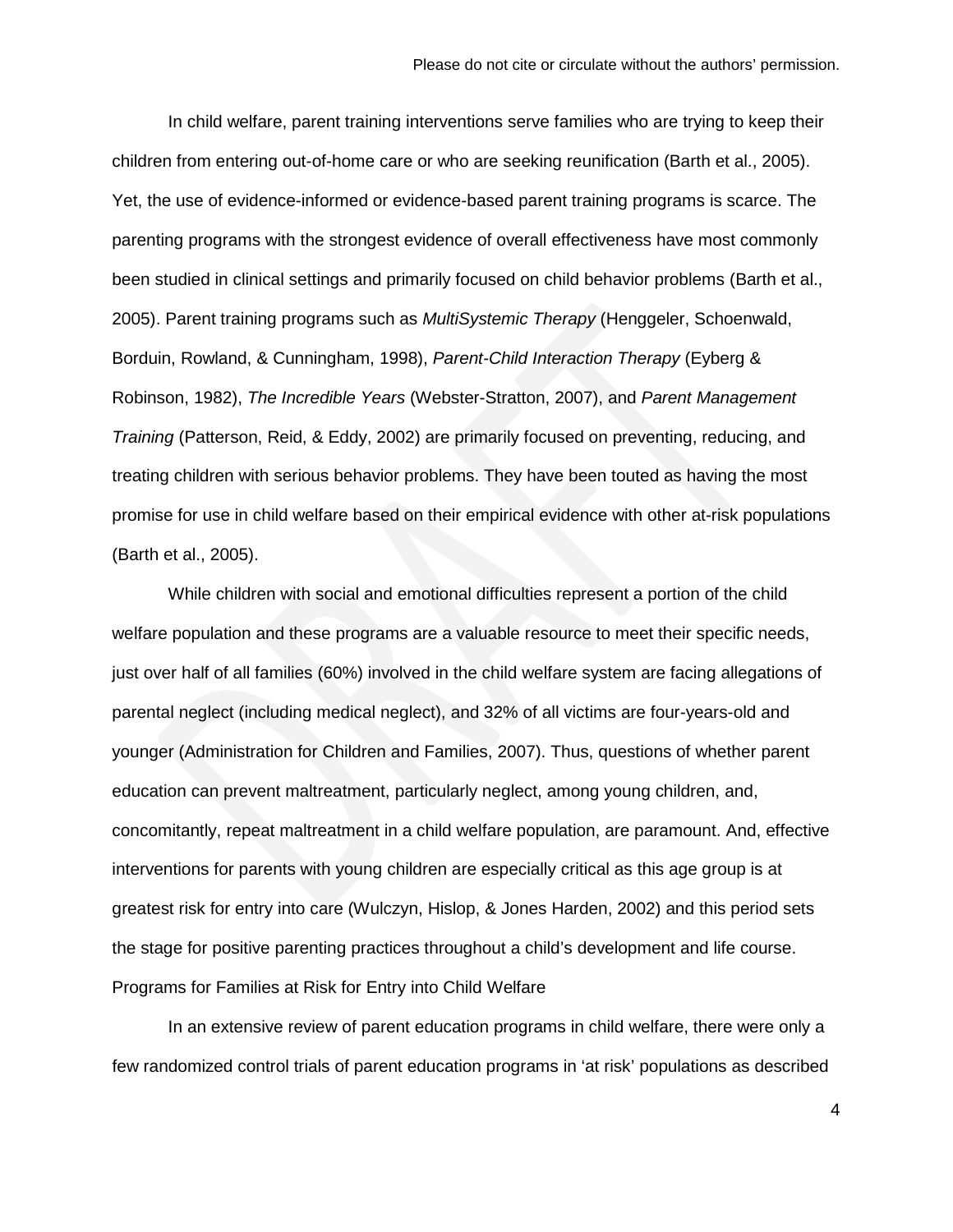In child welfare, parent training interventions serve families who are trying to keep their children from entering out-of-home care or who are seeking reunification (Barth et al., 2005). Yet, the use of evidence-informed or evidence-based parent training programs is scarce. The parenting programs with the strongest evidence of overall effectiveness have most commonly been studied in clinical settings and primarily focused on child behavior problems (Barth et al., 2005). Parent training programs such as *MultiSystemic Therapy* (Henggeler, Schoenwald, Borduin, Rowland, & Cunningham, 1998), *Parent-Child Interaction Therapy* (Eyberg & Robinson, 1982), *The Incredible Years* (Webster-Stratton, 2007), and *Parent Management Training* (Patterson, Reid, & Eddy, 2002) are primarily focused on preventing, reducing, and treating children with serious behavior problems. They have been touted as having the most promise for use in child welfare based on their empirical evidence with other at-risk populations (Barth et al., 2005).

While children with social and emotional difficulties represent a portion of the child welfare population and these programs are a valuable resource to meet their specific needs, just over half of all families (60%) involved in the child welfare system are facing allegations of parental neglect (including medical neglect), and 32% of all victims are four-years-old and younger (Administration for Children and Families, 2007). Thus, questions of whether parent education can prevent maltreatment, particularly neglect, among young children, and, concomitantly, repeat maltreatment in a child welfare population, are paramount. And, effective interventions for parents with young children are especially critical as this age group is at greatest risk for entry into care (Wulczyn, Hislop, & Jones Harden, 2002) and this period sets the stage for positive parenting practices throughout a child's development and life course.

## Programs for Families at Risk for Entry into Child Welfare

In an extensive review of parent education programs in child welfare, there were only a few randomized control trials of parent education programs in 'at risk' populations as described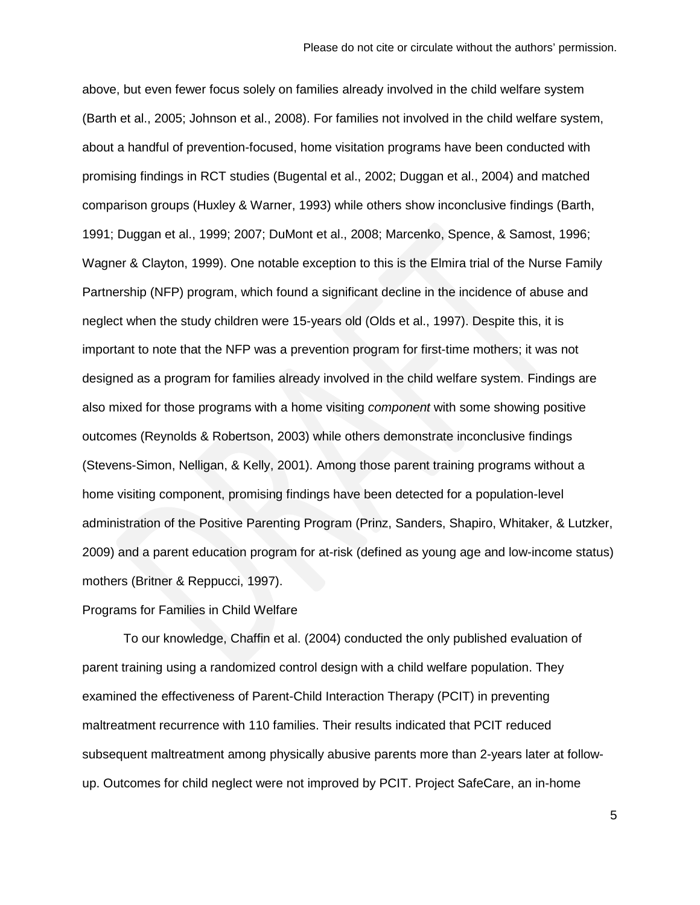above, but even fewer focus solely on families already involved in the child welfare system (Barth et al., 2005; Johnson et al., 2008). For families not involved in the child welfare system, about a handful of prevention-focused, home visitation programs have been conducted with promising findings in RCT studies (Bugental et al., 2002; Duggan et al., 2004) and matched comparison groups (Huxley & Warner, 1993) while others show inconclusive findings (Barth, 1991; Duggan et al., 1999; 2007; DuMont et al., 2008; Marcenko, Spence, & Samost, 1996; Wagner & Clayton, 1999). One notable exception to this is the Elmira trial of the Nurse Family Partnership (NFP) program, which found a significant decline in the incidence of abuse and neglect when the study children were 15-years old (Olds et al., 1997). Despite this, it is important to note that the NFP was a prevention program for first-time mothers; it was not designed as a program for families already involved in the child welfare system. Findings are also mixed for those programs with a home visiting *component* with some showing positive outcomes (Reynolds & Robertson, 2003) while others demonstrate inconclusive findings (Stevens-Simon, Nelligan, & Kelly, 2001). Among those parent training programs without a home visiting component, promising findings have been detected for a population-level administration of the Positive Parenting Program (Prinz, Sanders, Shapiro, Whitaker, & Lutzker, 2009) and a parent education program for at-risk (defined as young age and low-income status) mothers (Britner & Reppucci, 1997).

## Programs for Families in Child Welfare

To our knowledge, Chaffin et al. (2004) conducted the only published evaluation of parent training using a randomized control design with a child welfare population. They examined the effectiveness of Parent-Child Interaction Therapy (PCIT) in preventing maltreatment recurrence with 110 families. Their results indicated that PCIT reduced subsequent maltreatment among physically abusive parents more than 2-years later at follow-up. Outcomes for child neglect were not improved by PCIT. Project SafeCare, an in-home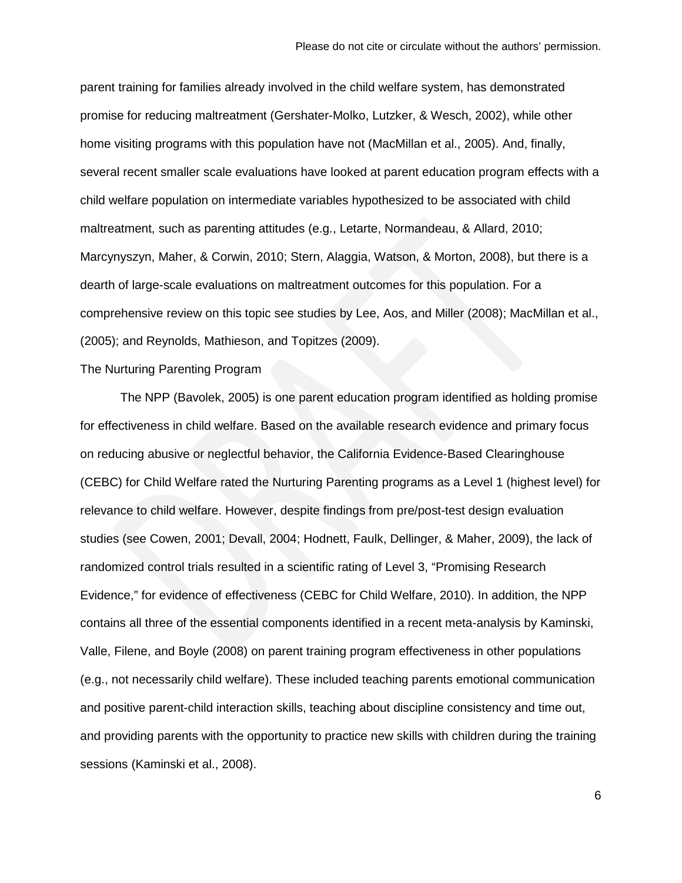parent training for families already involved in the child welfare system, has demonstrated promise for reducing maltreatment (Gershater-Molko, Lutzker, & Wesch, 2002), while other home visiting programs with this population have not (MacMillan et al., 2005). And, finally, several recent smaller scale evaluations have looked at parent education program effects with a child welfare population on intermediate variables hypothesized to be associated with child maltreatment, such as parenting attitudes (e.g., Letarte, Normandeau, & Allard, 2010; Marcynyszyn, Maher, & Corwin, 2010; Stern, Alaggia, Watson, & Morton, 2008), but there is a dearth of large-scale evaluations on maltreatment outcomes for this population. For a comprehensive review on this topic see studies by Lee, Aos, and Miller (2008); MacMillan et al., (2005); and Reynolds, Mathieson, and Topitzes (2009).

## The Nurturing Parenting Program

The NPP (Bavolek, 2005) is one parent education program identified as holding promise for effectiveness in child welfare. Based on the available research evidence and primary focus on reducing abusive or neglectful behavior, the California Evidence-Based Clearinghouse (CEBC) for Child Welfare rated the Nurturing Parenting programs as a Level 1 (highest level) for relevance to child welfare. However, despite findings from pre/post-test design evaluation studies (see Cowen, 2001; Devall, 2004; Hodnett, Faulk, Dellinger, & Maher, 2009), the lack of randomized control trials resulted in a scientific rating of Level 3, "Promising Research Evidence," for evidence of effectiveness (CEBC for Child Welfare, 2010). In addition, the NPP contains all three of the essential components identified in a recent meta-analysis by Kaminski, Valle, Filene, and Boyle (2008) on parent training program effectiveness in other populations (e.g., not necessarily child welfare). These included teaching parents emotional communication and positive parent-child interaction skills, teaching about discipline consistency and time out, and providing parents with the opportunity to practice new skills with children during the training sessions (Kaminski et al., 2008).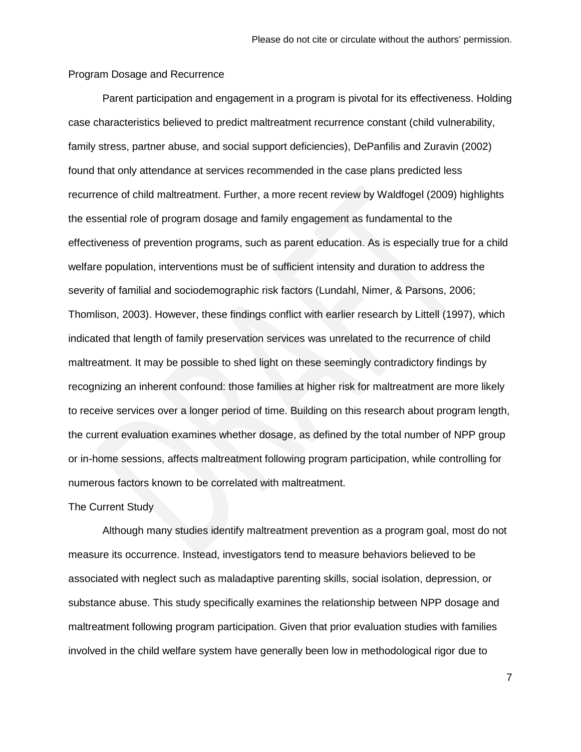## Program Dosage and Recurrence

Parent participation and engagement in a program is pivotal for its effectiveness. Holding case characteristics believed to predict maltreatment recurrence constant (child vulnerability, family stress, partner abuse, and social support deficiencies), DePanfilis and Zuravin (2002) found that only attendance at services recommended in the case plans predicted less recurrence of child maltreatment. Further, a more recent review by Waldfogel (2009) highlights the essential role of program dosage and family engagement as fundamental to the effectiveness of prevention programs, such as parent education. As is especially true for a child welfare population, interventions must be of sufficient intensity and duration to address the severity of familial and sociodemographic risk factors (Lundahl, Nimer, & Parsons, 2006; Thomlison, 2003). However, these findings conflict with earlier research by Littell (1997), which indicated that length of family preservation services was unrelated to the recurrence of child maltreatment. It may be possible to shed light on these seemingly contradictory findings by recognizing an inherent confound: those families at higher risk for maltreatment are more likely to receive services over a longer period of time. Building on this research about program length, the current evaluation examines whether dosage, as defined by the total number of NPP group or in-home sessions, affects maltreatment following program participation, while controlling for numerous factors known to be correlated with maltreatment.

## The Current Study

Although many studies identify maltreatment prevention as a program goal, most do not measure its occurrence. Instead, investigators tend to measure behaviors believed to be associated with neglect such as maladaptive parenting skills, social isolation, depression, or substance abuse. This study specifically examines the relationship between NPP dosage and maltreatment following program participation. Given that prior evaluation studies with families involved in the child welfare system have generally been low in methodological rigor due to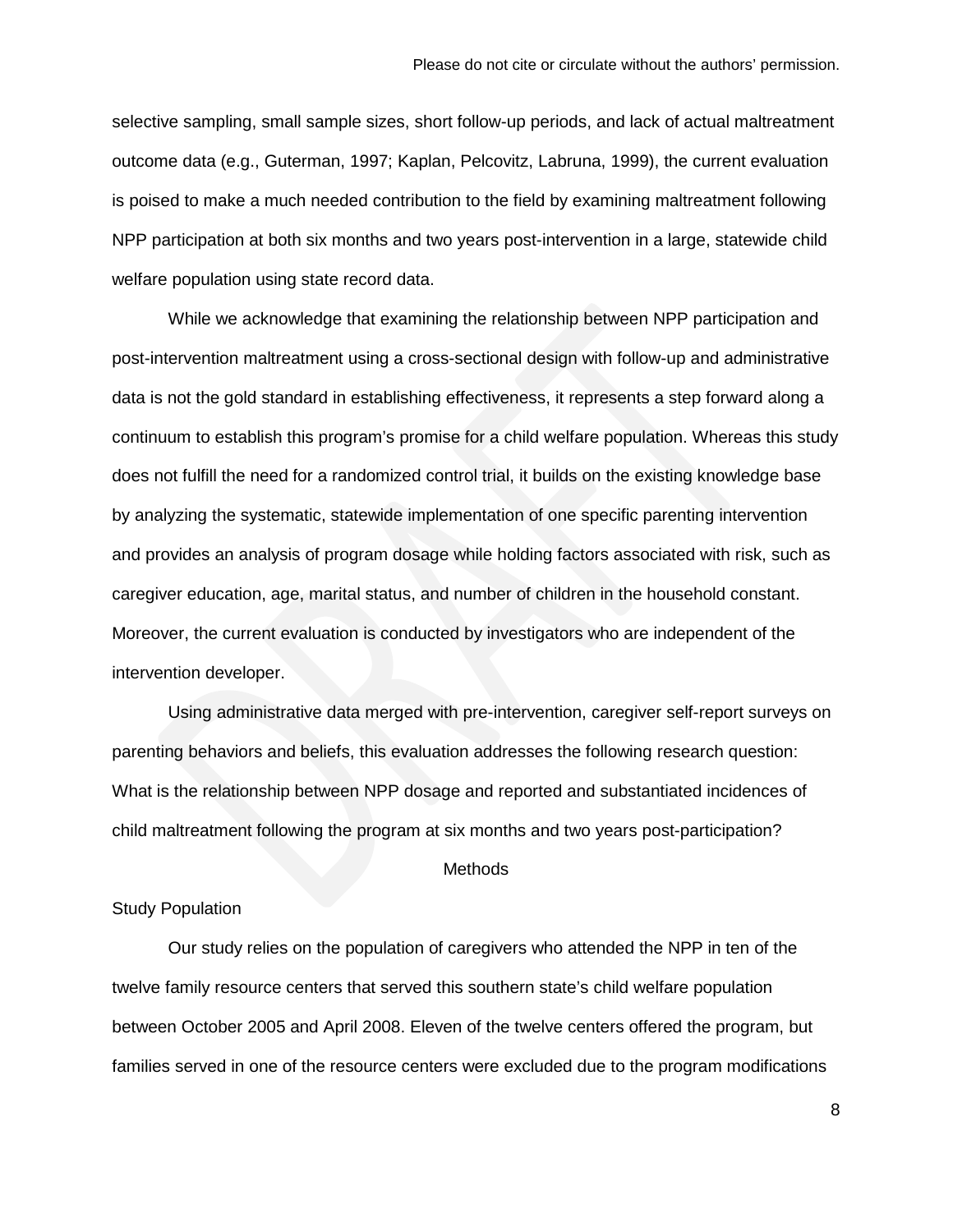selective sampling, small sample sizes, short follow-up periods, and lack of actual maltreatment outcome data (e.g., Guterman, 1997; Kaplan, Pelcovitz, Labruna, 1999), the current evaluation is poised to make a much needed contribution to the field by examining maltreatment following NPP participation at both six months and two years post-intervention in a large, statewide child welfare population using state record data.

While we acknowledge that examining the relationship between NPP participation and post-intervention maltreatment using a cross-sectional design with follow-up and administrative data is not the gold standard in establishing effectiveness, it represents a step forward along a continuum to establish this program's promise for a child welfare population. Whereas this study does not fulfill the need for a randomized control trial, it builds on the existing knowledge base by analyzing the systematic, statewide implementation of one specific parenting intervention and provides an analysis of program dosage while holding factors associated with risk, such as caregiver education, age, marital status, and number of children in the household constant. Moreover, the current evaluation is conducted by investigators who are independent of the intervention developer.

Using administrative data merged with pre-intervention, caregiver self-report surveys on parenting behaviors and beliefs, this evaluation addresses the following research question: What is the relationship between NPP dosage and reported and substantiated incidences of child maltreatment following the program at six months and two years post-participation?

# Methods

## Study Population

Our study relies on the population of caregivers who attended the NPP in ten of the twelve family resource centers that served this southern state's child welfare population between October 2005 and April 2008. Eleven of the twelve centers offered the program, but families served in one of the resource centers were excluded due to the program modifications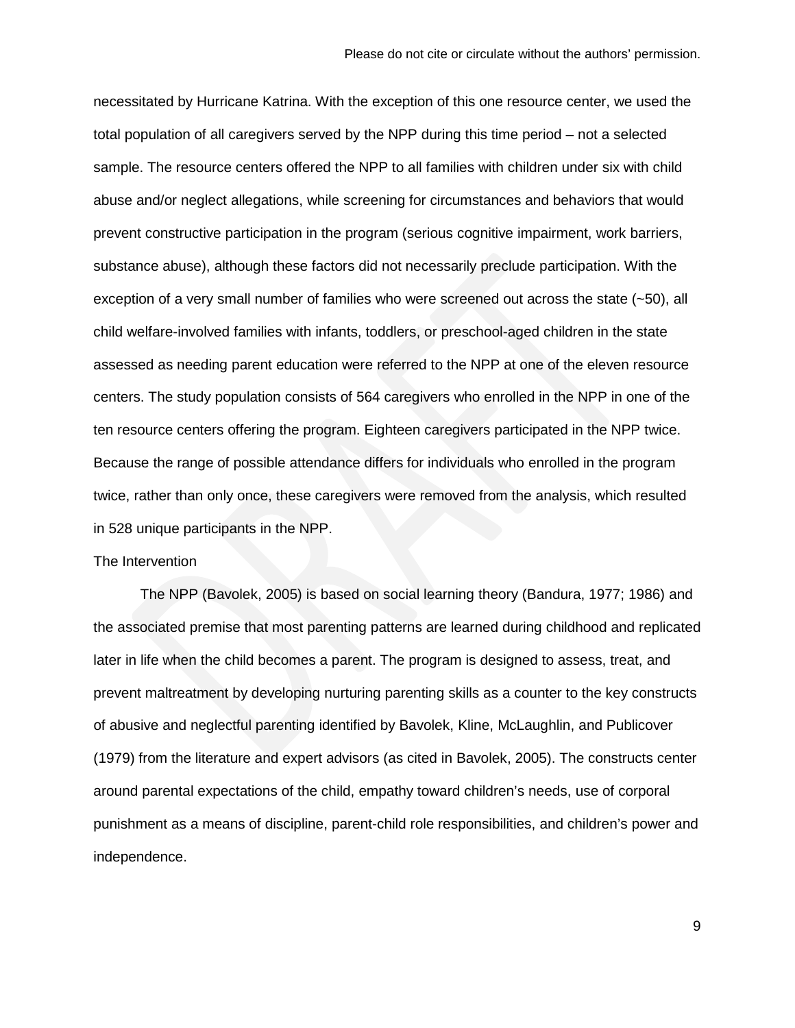necessitated by Hurricane Katrina. With the exception of this one resource center, we used the total population of all caregivers served by the NPP during this time period – not a selected sample. The resource centers offered the NPP to all families with children under six with child abuse and/or neglect allegations, while screening for circumstances and behaviors that would prevent constructive participation in the program (serious cognitive impairment, work barriers, substance abuse), although these factors did not necessarily preclude participation. With the exception of a very small number of families who were screened out across the state (~50), all child welfare-involved families with infants, toddlers, or preschool-aged children in the state assessed as needing parent education were referred to the NPP at one of the eleven resource centers. The study population consists of 564 caregivers who enrolled in the NPP in one of the ten resource centers offering the program. Eighteen caregivers participated in the NPP twice. Because the range of possible attendance differs for individuals who enrolled in the program twice, rather than only once, these caregivers were removed from the analysis, which resulted in 528 unique participants in the NPP.

## The Intervention

The NPP (Bavolek, 2005) is based on social learning theory (Bandura, 1977; 1986) and the associated premise that most parenting patterns are learned during childhood and replicated later in life when the child becomes a parent. The program is designed to assess, treat, and prevent maltreatment by developing nurturing parenting skills as a counter to the key constructs of abusive and neglectful parenting identified by Bavolek, Kline, McLaughlin, and Publicover (1979) from the literature and expert advisors (as cited in Bavolek, 2005). The constructs center around parental expectations of the child, empathy toward children's needs, use of corporal punishment as a means of discipline, parent-child role responsibilities, and children's power and independence.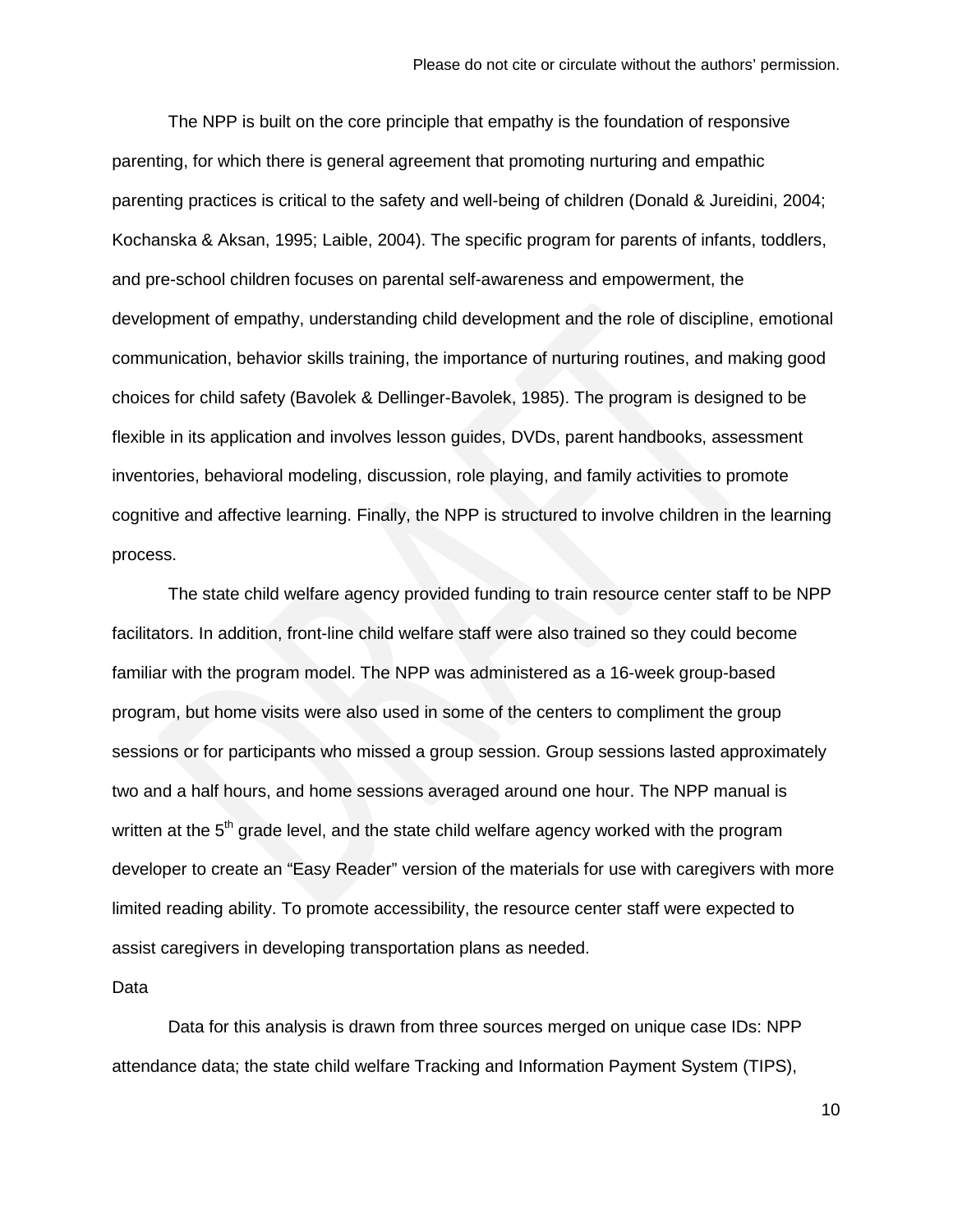The NPP is built on the core principle that empathy is the foundation of responsive parenting, for which there is general agreement that promoting nurturing and empathic parenting practices is critical to the safety and well-being of children (Donald & Jureidini, 2004; Kochanska & Aksan, 1995; Laible, 2004). The specific program for parents of infants, toddlers, and pre-school children focuses on parental self-awareness and empowerment, the development of empathy, understanding child development and the role of discipline, emotional communication, behavior skills training, the importance of nurturing routines, and making good choices for child safety (Bavolek & Dellinger-Bavolek, 1985). The program is designed to be flexible in its application and involves lesson guides, DVDs, parent handbooks, assessment inventories, behavioral modeling, discussion, role playing, and family activities to promote cognitive and affective learning. Finally, the NPP is structured to involve children in the learning process.

The state child welfare agency provided funding to train resource center staff to be NPP facilitators. In addition, front-line child welfare staff were also trained so they could become familiar with the program model. The NPP was administered as a 16-week group-based program, but home visits were also used in some of the centers to compliment the group sessions or for participants who missed a group session. Group sessions lasted approximately two and a half hours, and home sessions averaged around one hour. The NPP manual is written at the 5th grade level, and the state child welfare agency worked with the program developer to create an "Easy Reader" version of the materials for use with caregivers with more limited reading ability. To promote accessibility, the resource center staff were expected to assist caregivers in developing transportation plans as needed.

Data

Data for this analysis is drawn from three sources merged on unique case IDs: NPP attendance data; the state child welfare Tracking and Information Payment System (TIPS),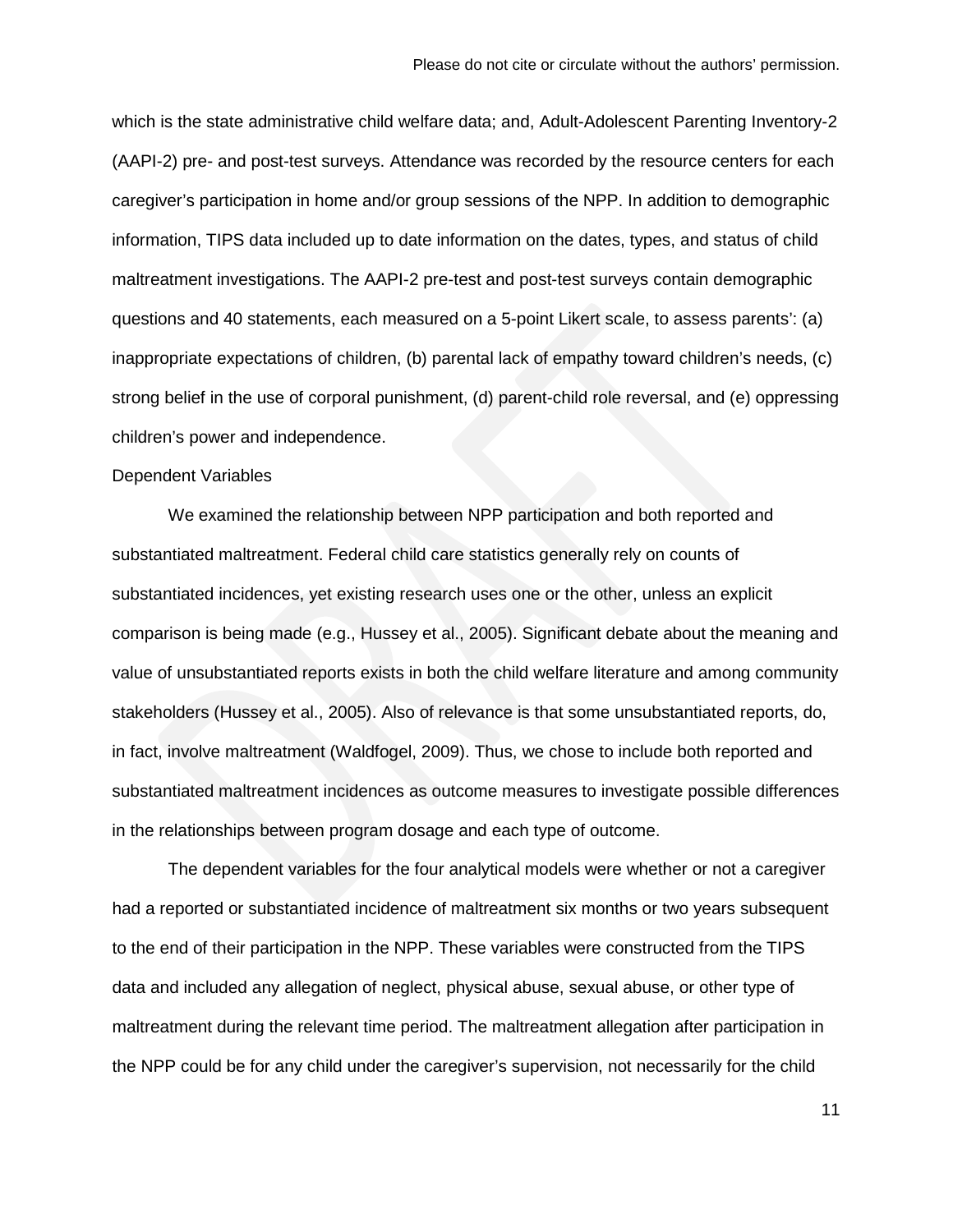which is the state administrative child welfare data; and, Adult-Adolescent Parenting Inventory-2 (AAPI-2) pre- and post-test surveys. Attendance was recorded by the resource centers for each caregiver's participation in home and/or group sessions of the NPP. In addition to demographic information, TIPS data included up to date information on the dates, types, and status of child maltreatment investigations. The AAPI-2 pre-test and post-test surveys contain demographic questions and 40 statements, each measured on a 5-point Likert scale, to assess parents': (a) inappropriate expectations of children, (b) parental lack of empathy toward children's needs, (c) strong belief in the use of corporal punishment, (d) parent-child role reversal, and (e) oppressing children's power and independence.

## Dependent Variables

We examined the relationship between NPP participation and both reported and substantiated maltreatment. Federal child care statistics generally rely on counts of substantiated incidences, yet existing research uses one or the other, unless an explicit comparison is being made (e.g., Hussey et al., 2005). Significant debate about the meaning and value of unsubstantiated reports exists in both the child welfare literature and among community stakeholders (Hussey et al., 2005). Also of relevance is that some unsubstantiated reports, do, in fact, involve maltreatment (Waldfogel, 2009). Thus, we chose to include both reported and substantiated maltreatment incidences as outcome measures to investigate possible differences in the relationships between program dosage and each type of outcome.

The dependent variables for the four analytical models were whether or not a caregiver had a reported or substantiated incidence of maltreatment six months or two years subsequent to the end of their participation in the NPP. These variables were constructed from the TIPS data and included any allegation of neglect, physical abuse, sexual abuse, or other type of maltreatment during the relevant time period. The maltreatment allegation after participation in the NPP could be for any child under the caregiver's supervision, not necessarily for the child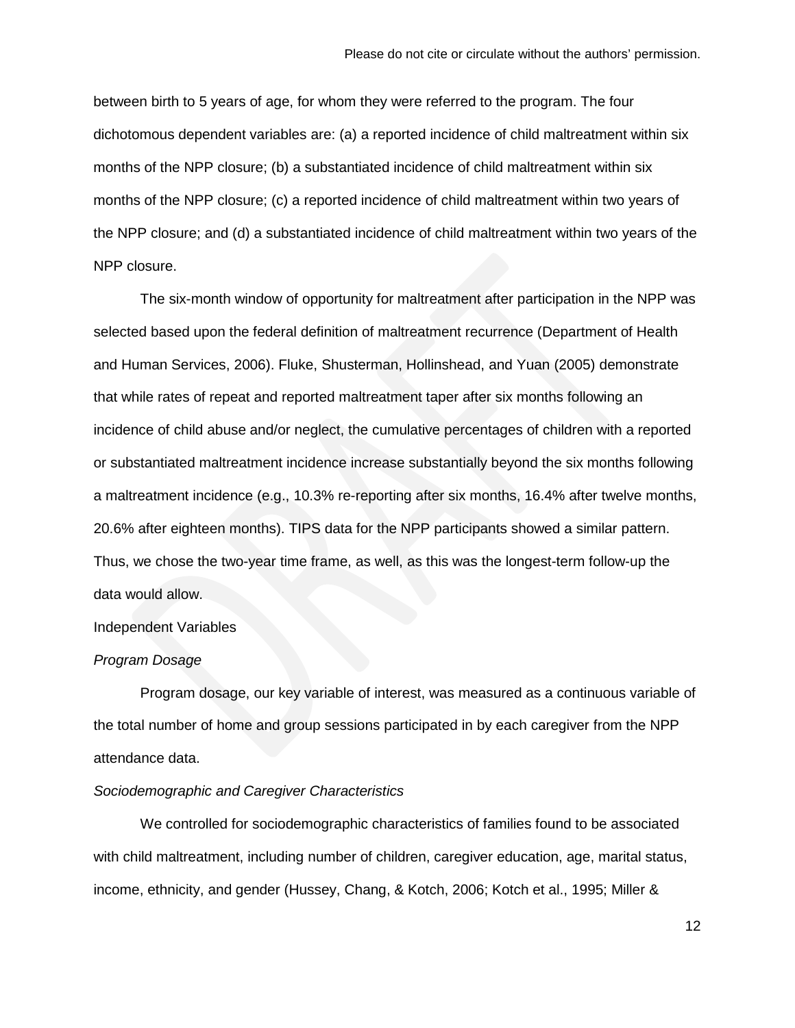between birth to 5 years of age, for whom they were referred to the program. The four dichotomous dependent variables are: (a) a reported incidence of child maltreatment within six months of the NPP closure; (b) a substantiated incidence of child maltreatment within six months of the NPP closure; (c) a reported incidence of child maltreatment within two years of the NPP closure; and (d) a substantiated incidence of child maltreatment within two years of the NPP closure.

The six-month window of opportunity for maltreatment after participation in the NPP was selected based upon the federal definition of maltreatment recurrence (Department of Health and Human Services, 2006). Fluke, Shusterman, Hollinshead, and Yuan (2005) demonstrate that while rates of repeat and reported maltreatment taper after six months following an incidence of child abuse and/or neglect, the cumulative percentages of children with a reported or substantiated maltreatment incidence increase substantially beyond the six months following a maltreatment incidence (e.g., 10.3% re-reporting after six months, 16.4% after twelve months, 20.6% after eighteen months). TIPS data for the NPP participants showed a similar pattern. Thus, we chose the two-year time frame, as well, as this was the longest-term follow-up the data would allow.

Independent Variables

*Program Dosage*

Program dosage, our key variable of interest, was measured as a continuous variable of the total number of home and group sessions participated in by each caregiver from the NPP attendance data.

*Sociodemographic and Caregiver Characteristics*

We controlled for sociodemographic characteristics of families found to be associated with child maltreatment, including number of children, caregiver education, age, marital status, income, ethnicity, and gender (Hussey, Chang, & Kotch, 2006; Kotch et al., 1995; Miller &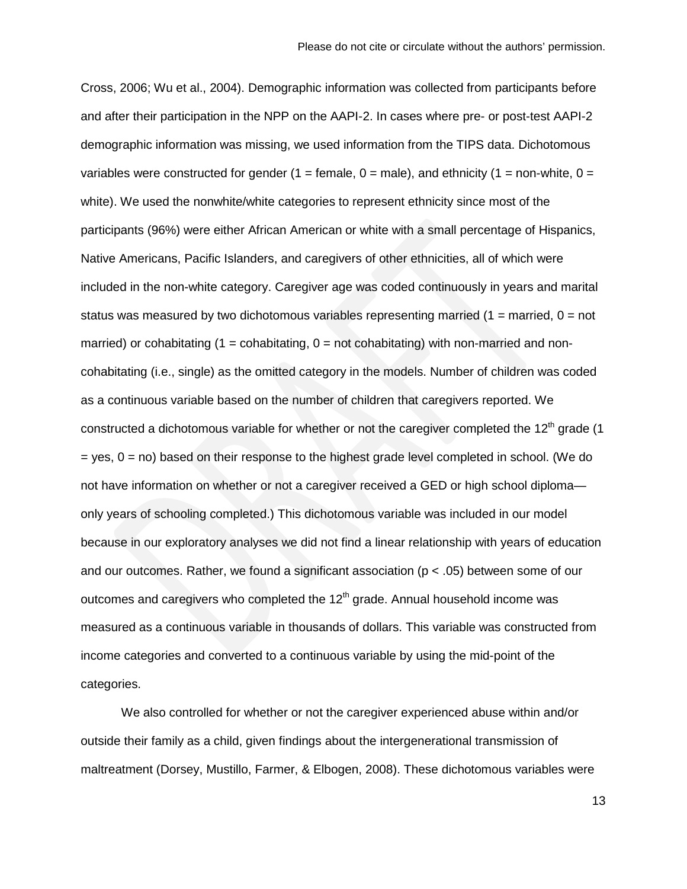Cross, 2006; Wu et al., 2004). Demographic information was collected from participants before and after their participation in the NPP on the AAPI-2. In cases where pre- or post-test AAPI-2 demographic information was missing, we used information from the TIPS data. Dichotomous variables were constructed for gender (1 = female, 0 = male), and ethnicity (1 = non-white, 0 = white). We used the nonwhite/white categories to represent ethnicity since most of the participants (96%) were either African American or white with a small percentage of Hispanics, Native Americans, Pacific Islanders, and caregivers of other ethnicities, all of which were included in the non-white category. Caregiver age was coded continuously in years and marital status was measured by two dichotomous variables representing married (1 = married, 0 = not married) or cohabitating (1 = cohabitating, 0 = not cohabitating) with non-married and non-cohabitating (i.e., single) as the omitted category in the models. Number of children was coded as a continuous variable based on the number of children that caregivers reported. We constructed a dichotomous variable for whether or not the caregiver completed the 12th grade (1 = yes, 0 = no) based on their response to the highest grade level completed in school. (We do not have information on whether or not a caregiver received a GED or high school diploma—only years of schooling completed.) This dichotomous variable was included in our model because in our exploratory analyses we did not find a linear relationship with years of education and our outcomes. Rather, we found a significant association ($p < .05$) between some of our outcomes and caregivers who completed the 12th grade. Annual household income was measured as a continuous variable in thousands of dollars. This variable was constructed from income categories and converted to a continuous variable by using the mid-point of the categories.

We also controlled for whether or not the caregiver experienced abuse within and/or outside their family as a child, given findings about the intergenerational transmission of maltreatment (Dorsey, Mustillo, Farmer, & Elbogen, 2008). These dichotomous variables were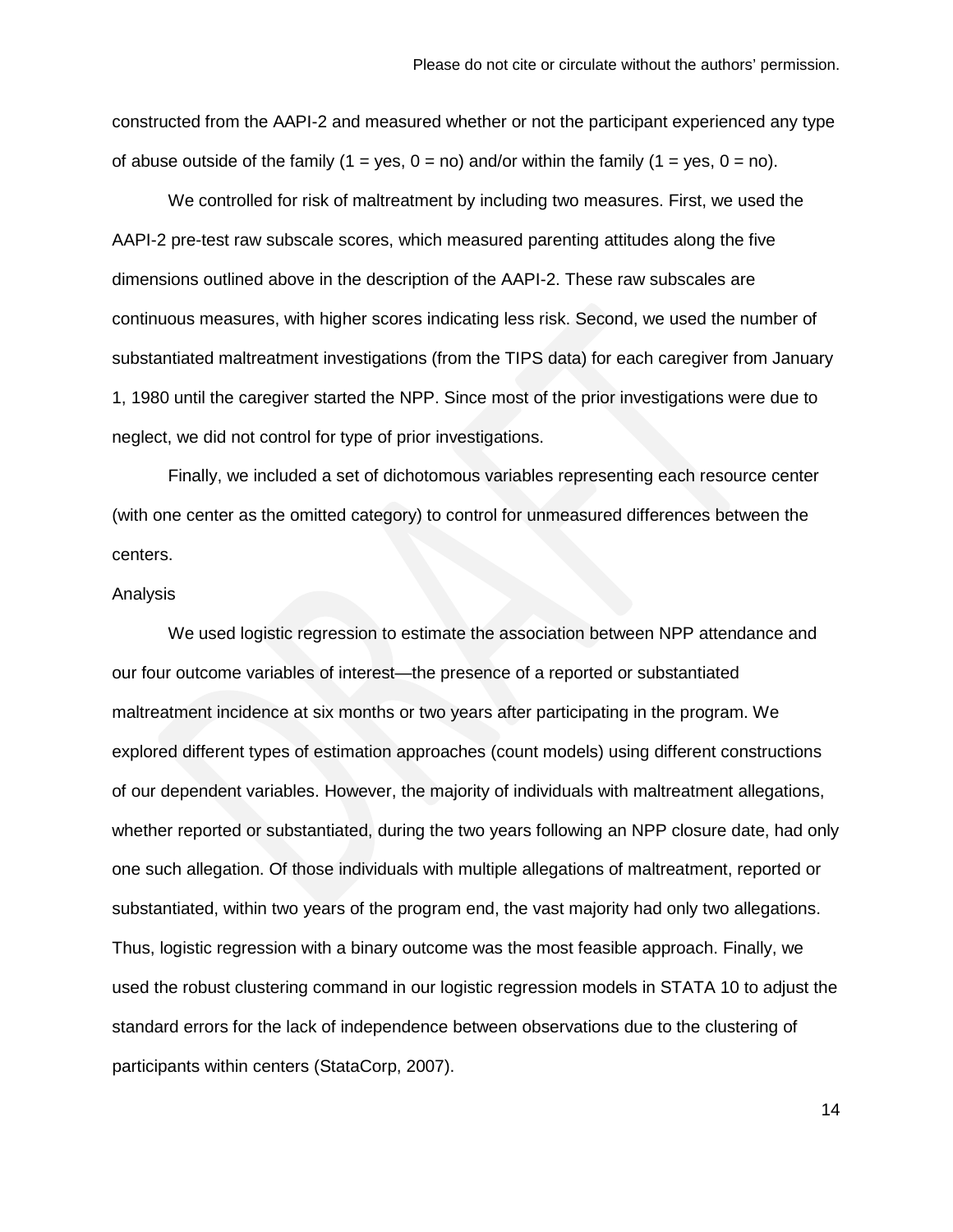constructed from the AAPI-2 and measured whether or not the participant experienced any type of abuse outside of the family (1 = yes, 0 = no) and/or within the family (1 = yes, 0 = no).

We controlled for risk of maltreatment by including two measures. First, we used the AAPI-2 pre-test raw subscale scores, which measured parenting attitudes along the five dimensions outlined above in the description of the AAPI-2. These raw subscales are continuous measures, with higher scores indicating less risk. Second, we used the number of substantiated maltreatment investigations (from the TIPS data) for each caregiver from January 1, 1980 until the caregiver started the NPP. Since most of the prior investigations were due to neglect, we did not control for type of prior investigations.

Finally, we included a set of dichotomous variables representing each resource center (with one center as the omitted category) to control for unmeasured differences between the centers.

### Analysis

We used logistic regression to estimate the association between NPP attendance and our four outcome variables of interest—the presence of a reported or substantiated maltreatment incidence at six months or two years after participating in the program. We explored different types of estimation approaches (count models) using different constructions of our dependent variables. However, the majority of individuals with maltreatment allegations, whether reported or substantiated, during the two years following an NPP closure date, had only one such allegation. Of those individuals with multiple allegations of maltreatment, reported or substantiated, within two years of the program end, the vast majority had only two allegations. Thus, logistic regression with a binary outcome was the most feasible approach. Finally, we used the robust clustering command in our logistic regression models in STATA 10 to adjust the standard errors for the lack of independence between observations due to the clustering of participants within centers (StataCorp, 2007).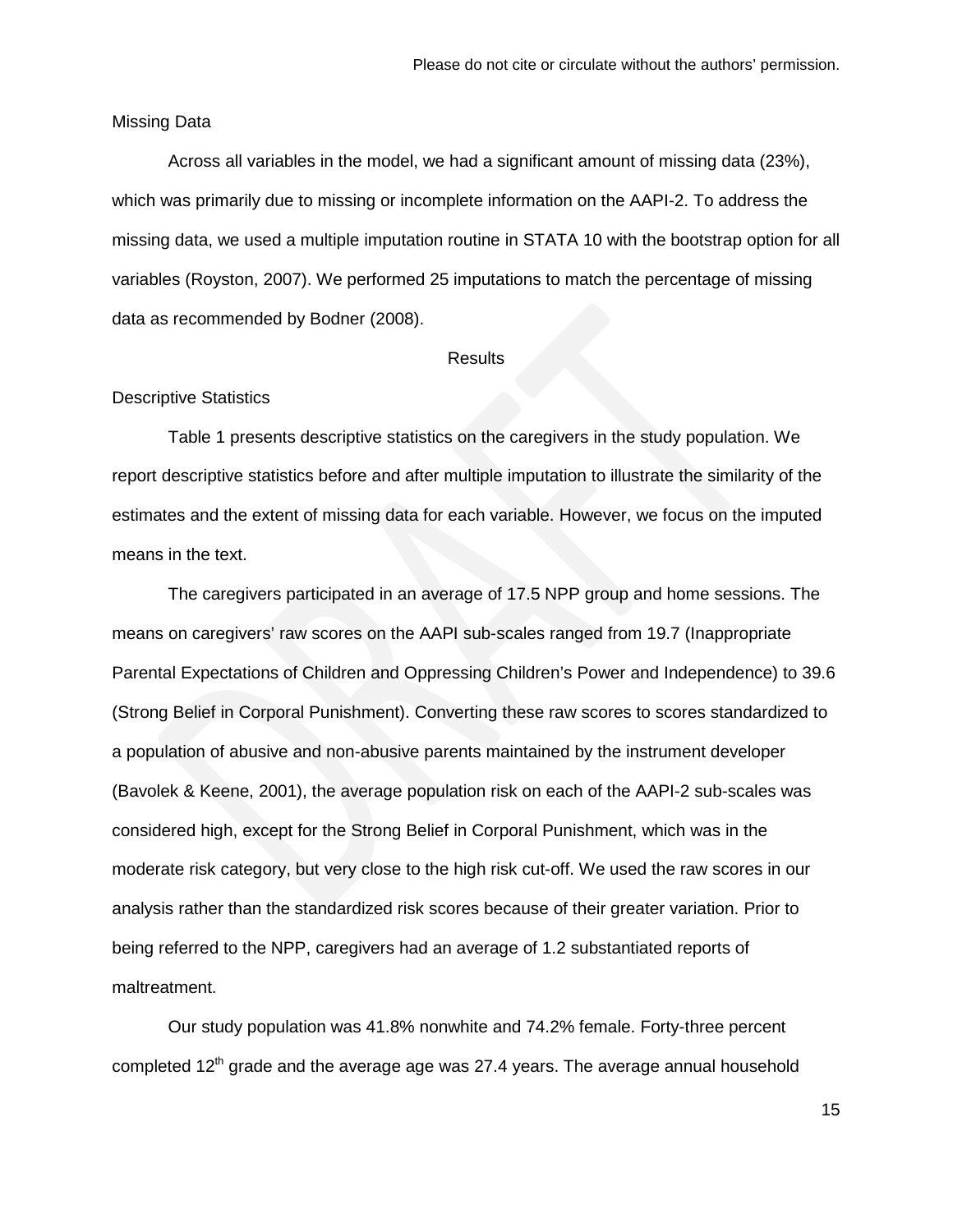## Missing Data

Across all variables in the model, we had a significant amount of missing data (23%), which was primarily due to missing or incomplete information on the AAPI-2. To address the missing data, we used a multiple imputation routine in STATA 10 with the bootstrap option for all variables (Royston, 2007). We performed 25 imputations to match the percentage of missing data as recommended by Bodner (2008).

# Results

## Descriptive Statistics

Table 1 presents descriptive statistics on the caregivers in the study population. We report descriptive statistics before and after multiple imputation to illustrate the similarity of the estimates and the extent of missing data for each variable. However, we focus on the imputed means in the text.

The caregivers participated in an average of 17.5 NPP group and home sessions. The means on caregivers' raw scores on the AAPI sub-scales ranged from 19.7 (Inappropriate Parental Expectations of Children and Oppressing Children's Power and Independence) to 39.6 (Strong Belief in Corporal Punishment). Converting these raw scores to scores standardized to a population of abusive and non-abusive parents maintained by the instrument developer (Bavolek & Keene, 2001), the average population risk on each of the AAPI-2 sub-scales was considered high, except for the Strong Belief in Corporal Punishment, which was in the moderate risk category, but very close to the high risk cut-off. We used the raw scores in our analysis rather than the standardized risk scores because of their greater variation. Prior to being referred to the NPP, caregivers had an average of 1.2 substantiated reports of maltreatment.

Our study population was 41.8% nonwhite and 74.2% female. Forty-three percent completed 12th grade and the average age was 27.4 years. The average annual household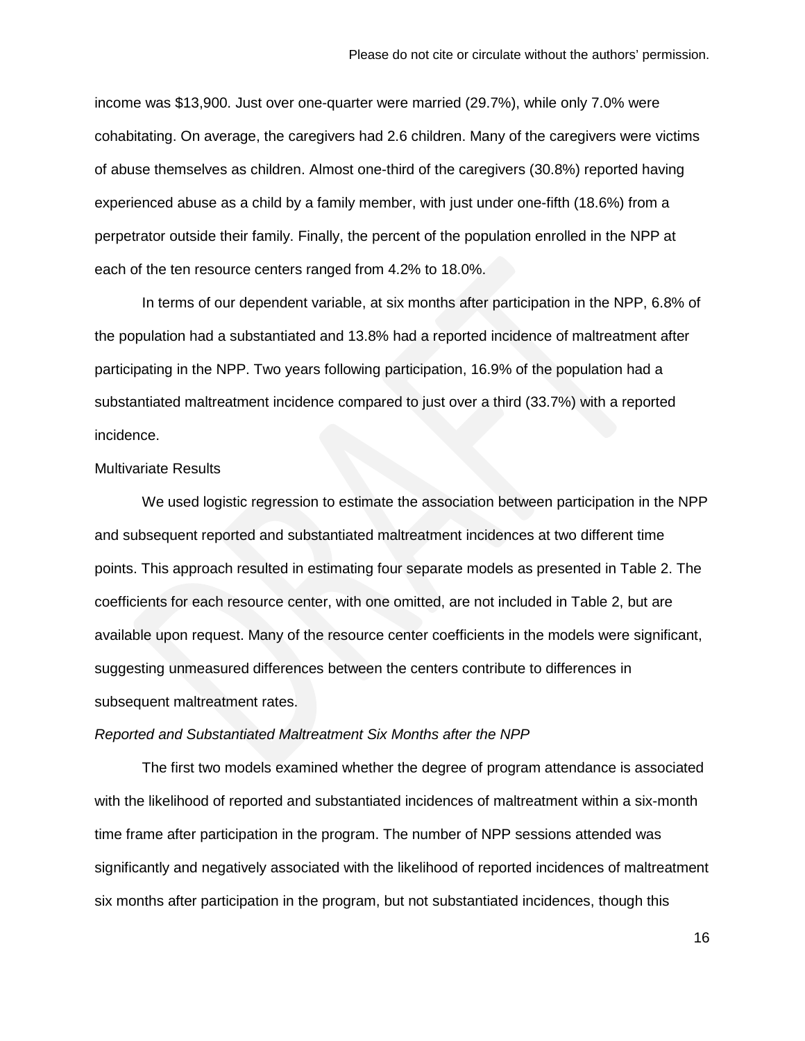income was $13,900. Just over one-quarter were married (29.7%), while only 7.0% were cohabitating. On average, the caregivers had 2.6 children. Many of the caregivers were victims of abuse themselves as children. Almost one-third of the caregivers (30.8%) reported having experienced abuse as a child by a family member, with just under one-fifth (18.6%) from a perpetrator outside their family. Finally, the percent of the population enrolled in the NPP at each of the ten resource centers ranged from 4.2% to 18.0%.

In terms of our dependent variable, at six months after participation in the NPP, 6.8% of the population had a substantiated and 13.8% had a reported incidence of maltreatment after participating in the NPP. Two years following participation, 16.9% of the population had a substantiated maltreatment incidence compared to just over a third (33.7%) with a reported incidence.

Multivariate Results

We used logistic regression to estimate the association between participation in the NPP and subsequent reported and substantiated maltreatment incidences at two different time points. This approach resulted in estimating four separate models as presented in Table 2. The coefficients for each resource center, with one omitted, are not included in Table 2, but are available upon request. Many of the resource center coefficients in the models were significant, suggesting unmeasured differences between the centers contribute to differences in subsequent maltreatment rates.

*Reported and Substantiated Maltreatment Six Months after the NPP*

The first two models examined whether the degree of program attendance is associated with the likelihood of reported and substantiated incidences of maltreatment within a six-month time frame after participation in the program. The number of NPP sessions attended was significantly and negatively associated with the likelihood of reported incidences of maltreatment six months after participation in the program, but not substantiated incidences, though this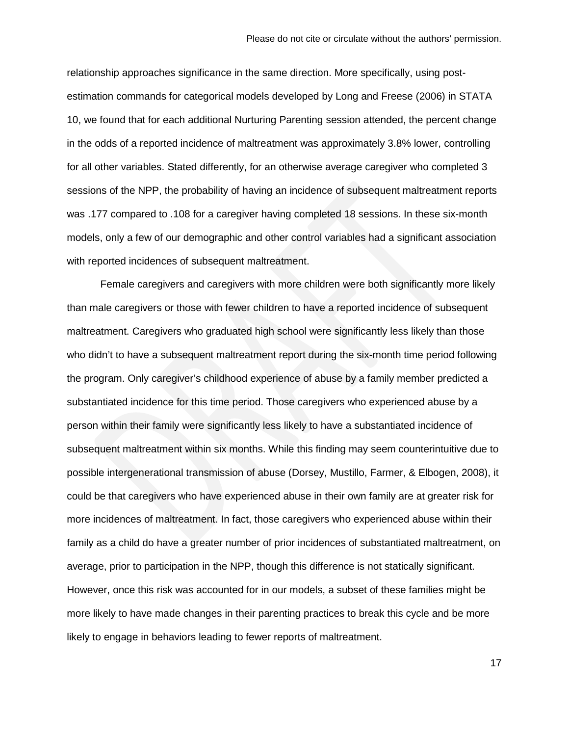relationship approaches significance in the same direction. More specifically, using post-estimation commands for categorical models developed by Long and Freese (2006) in STATA 10, we found that for each additional Nurturing Parenting session attended, the percent change in the odds of a reported incidence of maltreatment was approximately 3.8% lower, controlling for all other variables. Stated differently, for an otherwise average caregiver who completed 3 sessions of the NPP, the probability of having an incidence of subsequent maltreatment reports was .177 compared to .108 for a caregiver having completed 18 sessions. In these six-month models, only a few of our demographic and other control variables had a significant association with reported incidences of subsequent maltreatment.

Female caregivers and caregivers with more children were both significantly more likely than male caregivers or those with fewer children to have a reported incidence of subsequent maltreatment. Caregivers who graduated high school were significantly less likely than those who didn't to have a subsequent maltreatment report during the six-month time period following the program. Only caregiver's childhood experience of abuse by a family member predicted a substantiated incidence for this time period. Those caregivers who experienced abuse by a person within their family were significantly less likely to have a substantiated incidence of subsequent maltreatment within six months. While this finding may seem counterintuitive due to possible intergenerational transmission of abuse (Dorsey, Mustillo, Farmer, & Elbogen, 2008), it could be that caregivers who have experienced abuse in their own family are at greater risk for more incidences of maltreatment. In fact, those caregivers who experienced abuse within their family as a child do have a greater number of prior incidences of substantiated maltreatment, on average, prior to participation in the NPP, though this difference is not statically significant. However, once this risk was accounted for in our models, a subset of these families might be more likely to have made changes in their parenting practices to break this cycle and be more likely to engage in behaviors leading to fewer reports of maltreatment.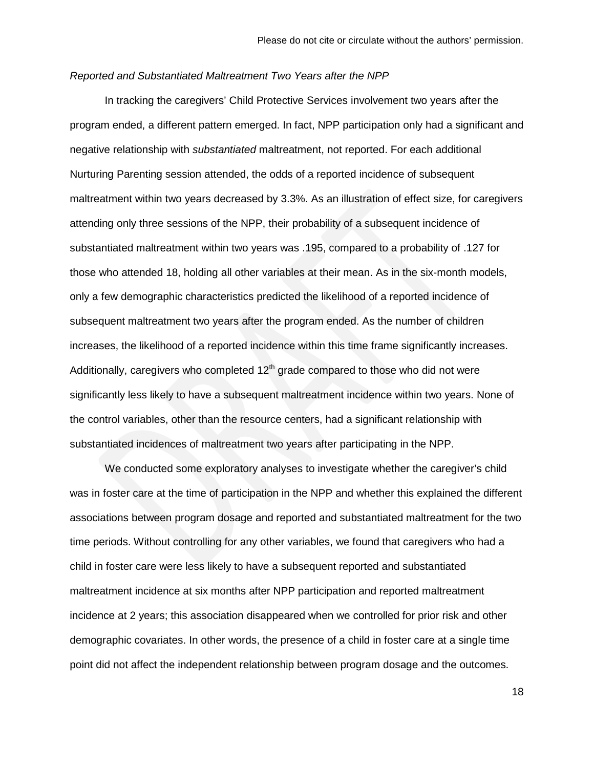*Reported and Substantiated Maltreatment Two Years after the NPP*

In tracking the caregivers' Child Protective Services involvement two years after the program ended, a different pattern emerged. In fact, NPP participation only had a significant and negative relationship with *substantiated* maltreatment, not reported. For each additional Nurturing Parenting session attended, the odds of a reported incidence of subsequent maltreatment within two years decreased by 3.3%. As an illustration of effect size, for caregivers attending only three sessions of the NPP, their probability of a subsequent incidence of substantiated maltreatment within two years was .195, compared to a probability of .127 for those who attended 18, holding all other variables at their mean. As in the six-month models, only a few demographic characteristics predicted the likelihood of a reported incidence of subsequent maltreatment two years after the program ended. As the number of children increases, the likelihood of a reported incidence within this time frame significantly increases. Additionally, caregivers who completed 12th grade compared to those who did not were significantly less likely to have a subsequent maltreatment incidence within two years. None of the control variables, other than the resource centers, had a significant relationship with substantiated incidences of maltreatment two years after participating in the NPP.

We conducted some exploratory analyses to investigate whether the caregiver's child was in foster care at the time of participation in the NPP and whether this explained the different associations between program dosage and reported and substantiated maltreatment for the two time periods. Without controlling for any other variables, we found that caregivers who had a child in foster care were less likely to have a subsequent reported and substantiated maltreatment incidence at six months after NPP participation and reported maltreatment incidence at 2 years; this association disappeared when we controlled for prior risk and other demographic covariates. In other words, the presence of a child in foster care at a single time point did not affect the independent relationship between program dosage and the outcomes.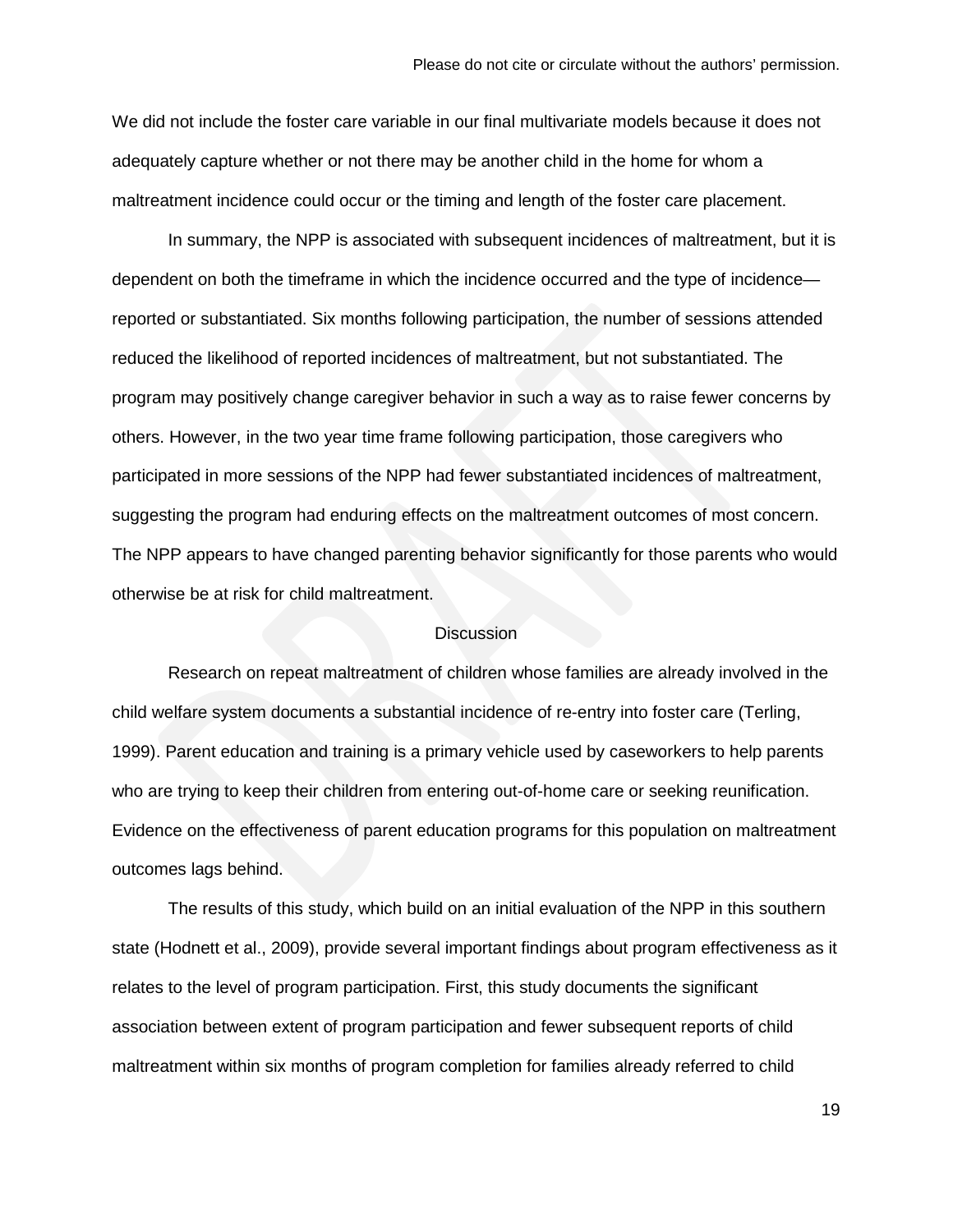We did not include the foster care variable in our final multivariate models because it does not adequately capture whether or not there may be another child in the home for whom a maltreatment incidence could occur or the timing and length of the foster care placement.

In summary, the NPP is associated with subsequent incidences of maltreatment, but it is dependent on both the timeframe in which the incidence occurred and the type of incidence—reported or substantiated. Six months following participation, the number of sessions attended reduced the likelihood of reported incidences of maltreatment, but not substantiated. The program may positively change caregiver behavior in such a way as to raise fewer concerns by others. However, in the two year time frame following participation, those caregivers who participated in more sessions of the NPP had fewer substantiated incidences of maltreatment, suggesting the program had enduring effects on the maltreatment outcomes of most concern. The NPP appears to have changed parenting behavior significantly for those parents who would otherwise be at risk for child maltreatment.

## Discussion

Research on repeat maltreatment of children whose families are already involved in the child welfare system documents a substantial incidence of re-entry into foster care (Terling, 1999). Parent education and training is a primary vehicle used by caseworkers to help parents who are trying to keep their children from entering out-of-home care or seeking reunification. Evidence on the effectiveness of parent education programs for this population on maltreatment outcomes lags behind.

The results of this study, which build on an initial evaluation of the NPP in this southern state (Hodnett et al., 2009), provide several important findings about program effectiveness as it relates to the level of program participation. First, this study documents the significant association between extent of program participation and fewer subsequent reports of child maltreatment within six months of program completion for families already referred to child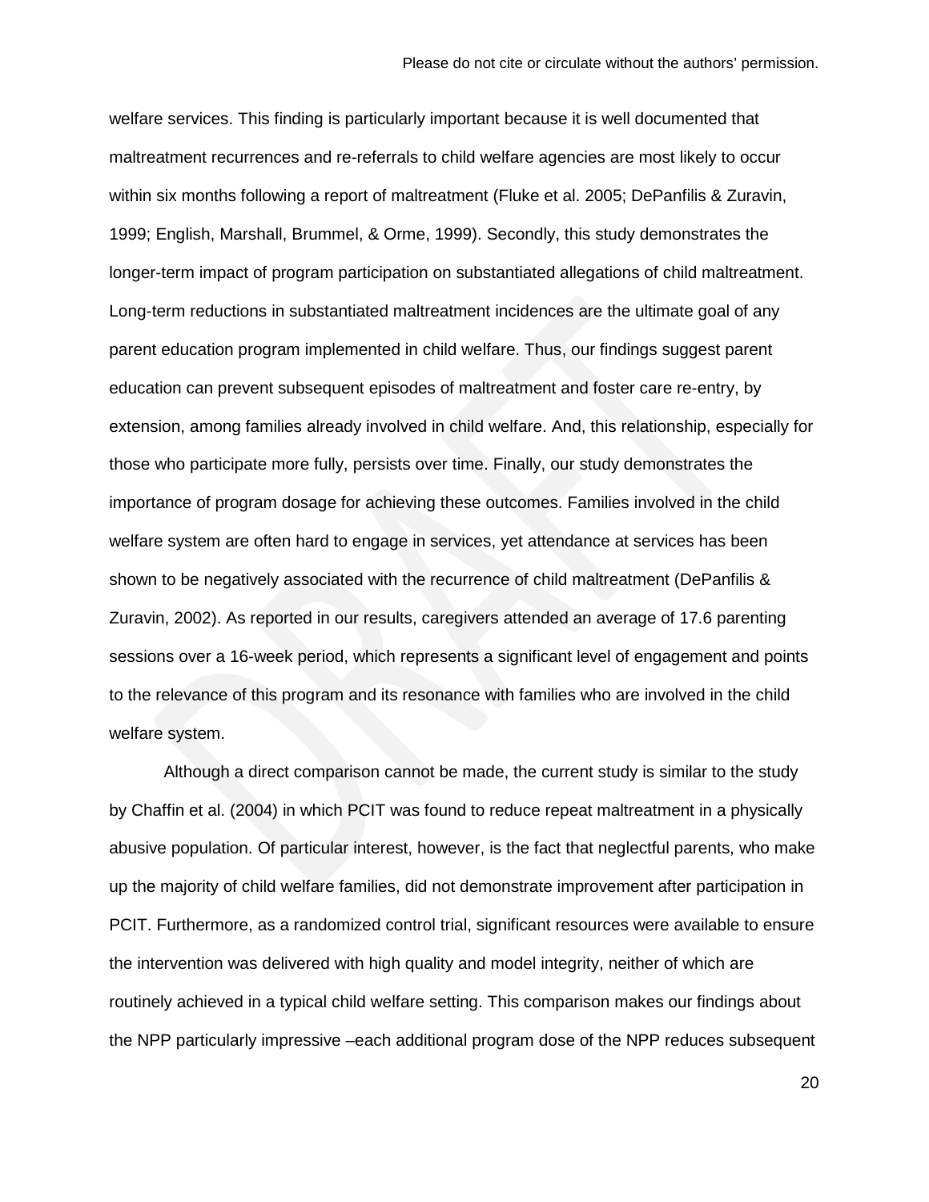welfare services. This finding is particularly important because it is well documented that maltreatment recurrences and re-referrals to child welfare agencies are most likely to occur within six months following a report of maltreatment (Fluke et al. 2005; DePanfilis & Zuravin, 1999; English, Marshall, Brummel, & Orme, 1999). Secondly, this study demonstrates the longer-term impact of program participation on substantiated allegations of child maltreatment. Long-term reductions in substantiated maltreatment incidences are the ultimate goal of any parent education program implemented in child welfare. Thus, our findings suggest parent education can prevent subsequent episodes of maltreatment and foster care re-entry, by extension, among families already involved in child welfare. And, this relationship, especially for those who participate more fully, persists over time. Finally, our study demonstrates the importance of program dosage for achieving these outcomes. Families involved in the child welfare system are often hard to engage in services, yet attendance at services has been shown to be negatively associated with the recurrence of child maltreatment (DePanfilis & Zuravin, 2002). As reported in our results, caregivers attended an average of 17.6 parenting sessions over a 16-week period, which represents a significant level of engagement and points to the relevance of this program and its resonance with families who are involved in the child welfare system.

Although a direct comparison cannot be made, the current study is similar to the study by Chaffin et al. (2004) in which PCIT was found to reduce repeat maltreatment in a physically abusive population. Of particular interest, however, is the fact that neglectful parents, who make up the majority of child welfare families, did not demonstrate improvement after participation in PCIT. Furthermore, as a randomized control trial, significant resources were available to ensure the intervention was delivered with high quality and model integrity, neither of which are routinely achieved in a typical child welfare setting. This comparison makes our findings about the NPP particularly impressive –each additional program dose of the NPP reduces subsequent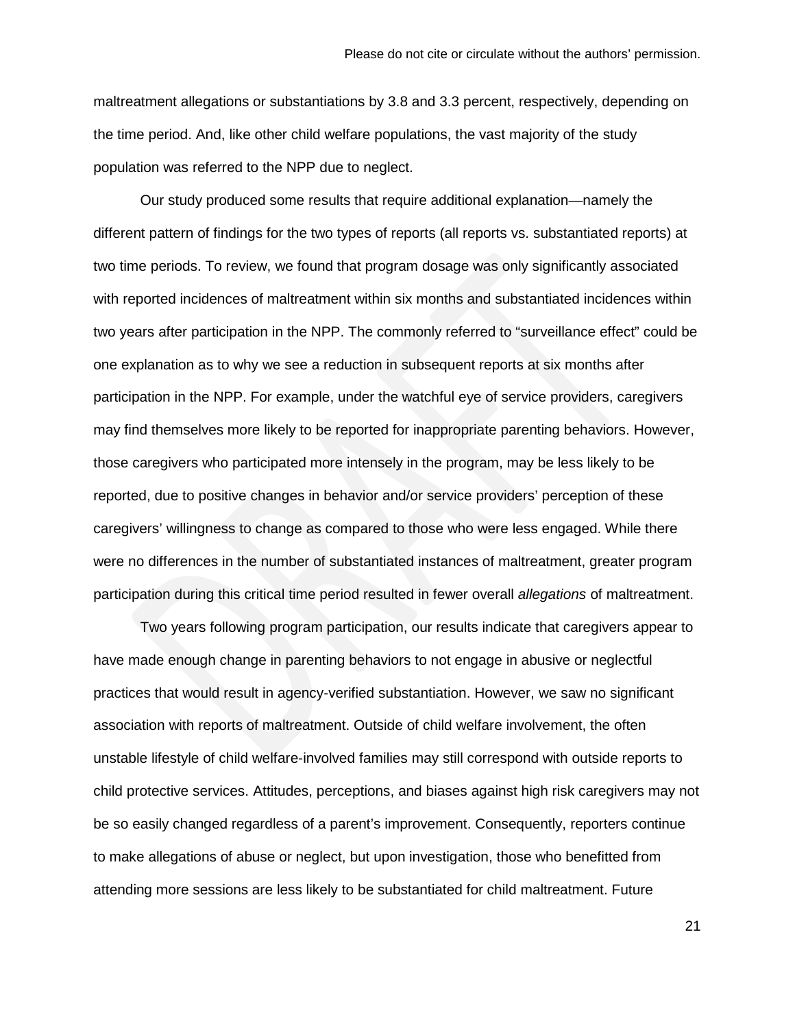maltreatment allegations or substantiations by 3.8 and 3.3 percent, respectively, depending on the time period. And, like other child welfare populations, the vast majority of the study population was referred to the NPP due to neglect.

Our study produced some results that require additional explanation—namely the different pattern of findings for the two types of reports (all reports vs. substantiated reports) at two time periods. To review, we found that program dosage was only significantly associated with reported incidences of maltreatment within six months and substantiated incidences within two years after participation in the NPP. The commonly referred to "surveillance effect" could be one explanation as to why we see a reduction in subsequent reports at six months after participation in the NPP. For example, under the watchful eye of service providers, caregivers may find themselves more likely to be reported for inappropriate parenting behaviors. However, those caregivers who participated more intensely in the program, may be less likely to be reported, due to positive changes in behavior and/or service providers' perception of these caregivers' willingness to change as compared to those who were less engaged. While there were no differences in the number of substantiated instances of maltreatment, greater program participation during this critical time period resulted in fewer overall *allegations* of maltreatment.

Two years following program participation, our results indicate that caregivers appear to have made enough change in parenting behaviors to not engage in abusive or neglectful practices that would result in agency-verified substantiation. However, we saw no significant association with reports of maltreatment. Outside of child welfare involvement, the often unstable lifestyle of child welfare-involved families may still correspond with outside reports to child protective services. Attitudes, perceptions, and biases against high risk caregivers may not be so easily changed regardless of a parent's improvement. Consequently, reporters continue to make allegations of abuse or neglect, but upon investigation, those who benefitted from attending more sessions are less likely to be substantiated for child maltreatment. Future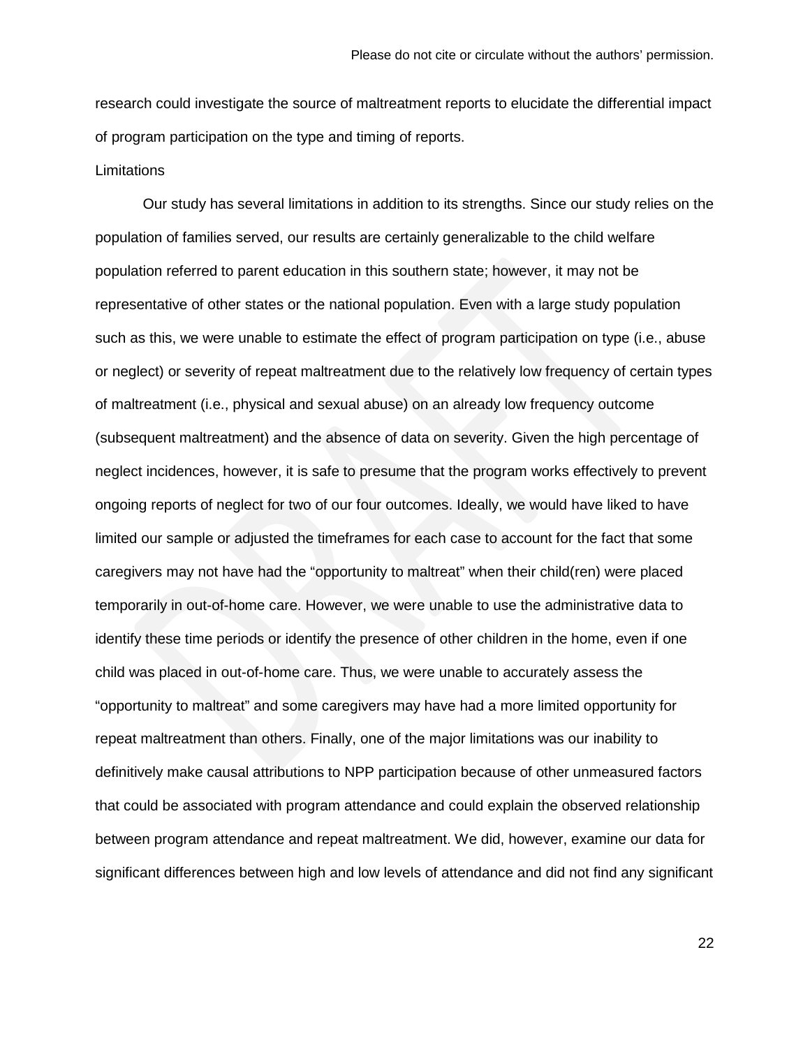research could investigate the source of maltreatment reports to elucidate the differential impact of program participation on the type and timing of reports.

## Limitations

Our study has several limitations in addition to its strengths. Since our study relies on the population of families served, our results are certainly generalizable to the child welfare population referred to parent education in this southern state; however, it may not be representative of other states or the national population. Even with a large study population such as this, we were unable to estimate the effect of program participation on type (i.e., abuse or neglect) or severity of repeat maltreatment due to the relatively low frequency of certain types of maltreatment (i.e., physical and sexual abuse) on an already low frequency outcome (subsequent maltreatment) and the absence of data on severity. Given the high percentage of neglect incidences, however, it is safe to presume that the program works effectively to prevent ongoing reports of neglect for two of our four outcomes. Ideally, we would have liked to have limited our sample or adjusted the timeframes for each case to account for the fact that some caregivers may not have had the "opportunity to maltreat" when their child(ren) were placed temporarily in out-of-home care. However, we were unable to use the administrative data to identify these time periods or identify the presence of other children in the home, even if one child was placed in out-of-home care. Thus, we were unable to accurately assess the "opportunity to maltreat" and some caregivers may have had a more limited opportunity for repeat maltreatment than others. Finally, one of the major limitations was our inability to definitively make causal attributions to NPP participation because of other unmeasured factors that could be associated with program attendance and could explain the observed relationship between program attendance and repeat maltreatment. We did, however, examine our data for significant differences between high and low levels of attendance and did not find any significant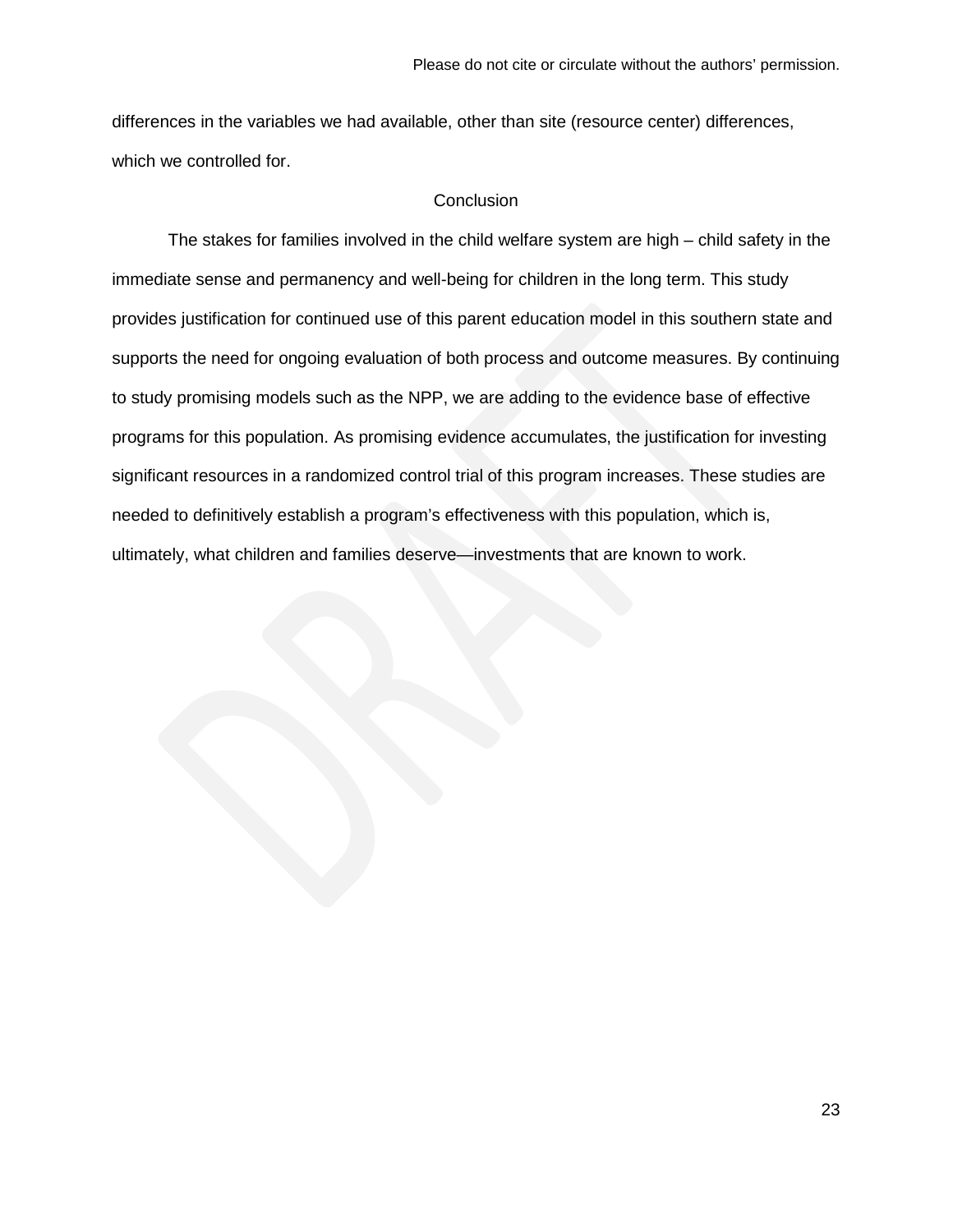differences in the variables we had available, other than site (resource center) differences, which we controlled for.

## Conclusion

The stakes for families involved in the child welfare system are high – child safety in the immediate sense and permanency and well-being for children in the long term. This study provides justification for continued use of this parent education model in this southern state and supports the need for ongoing evaluation of both process and outcome measures. By continuing to study promising models such as the NPP, we are adding to the evidence base of effective programs for this population. As promising evidence accumulates, the justification for investing significant resources in a randomized control trial of this program increases. These studies are needed to definitively establish a program's effectiveness with this population, which is, ultimately, what children and families deserve—investments that are known to work.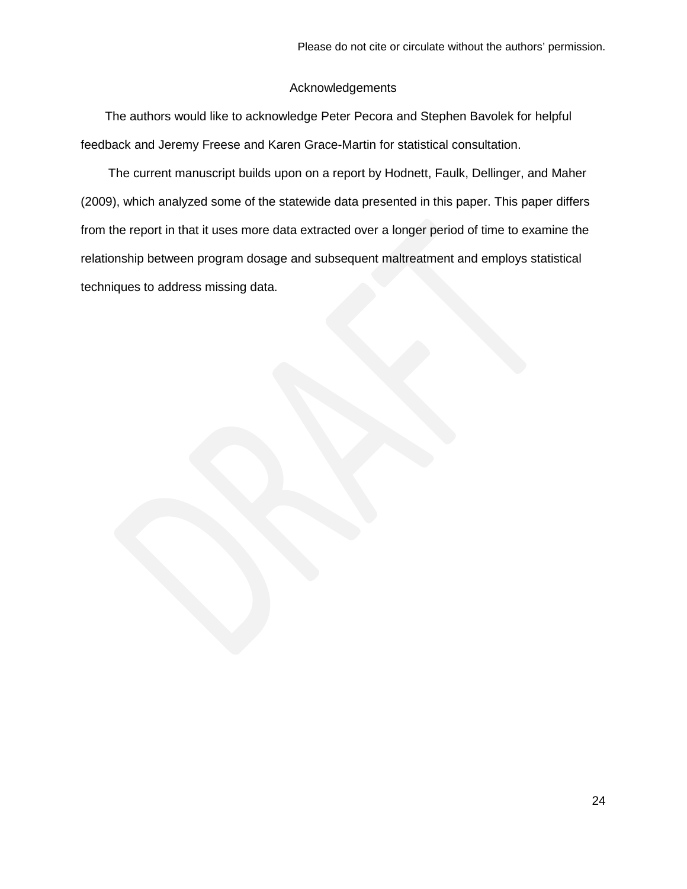# Acknowledgements

The authors would like to acknowledge Peter Pecora and Stephen Bavolek for helpful feedback and Jeremy Freese and Karen Grace-Martin for statistical consultation.

The current manuscript builds upon on a report by Hodnett, Faulk, Dellinger, and Maher (2009), which analyzed some of the statewide data presented in this paper. This paper differs from the report in that it uses more data extracted over a longer period of time to examine the relationship between program dosage and subsequent maltreatment and employs statistical techniques to address missing data.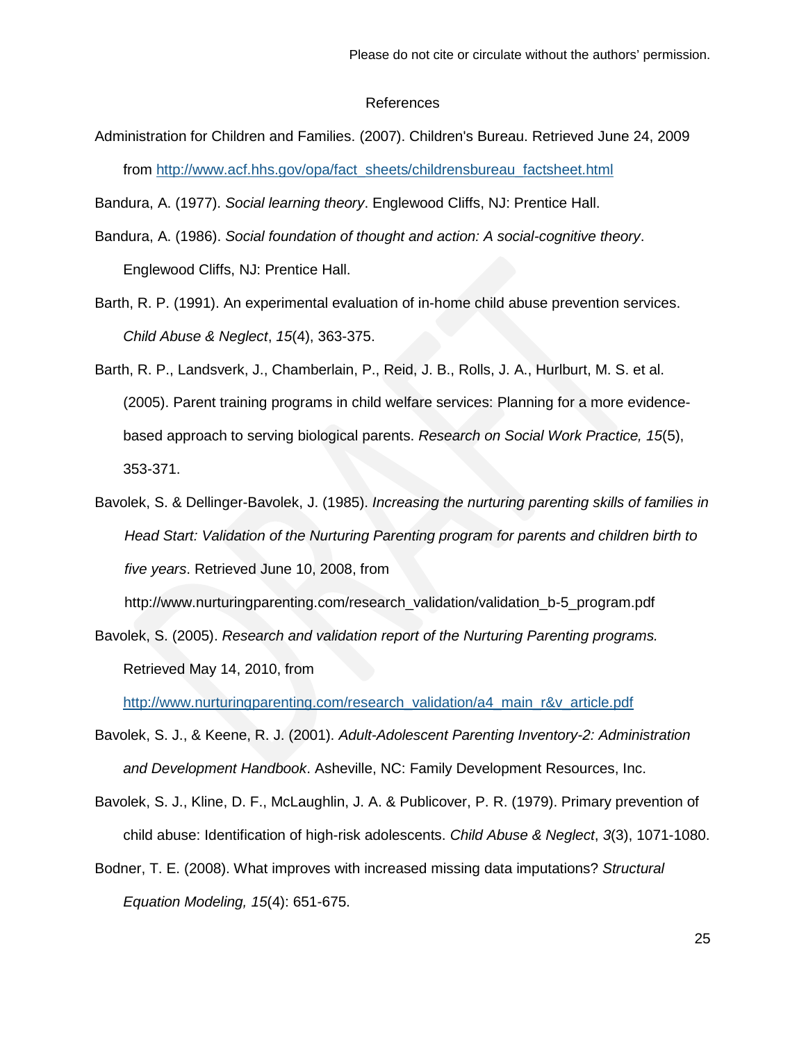# References

Administration for Children and Families. (2007). Children's Bureau. Retrieved June 24, 2009 from http://www.acf.hhs.gov/opa/fact_sheets/childrensbureau_factsheet.html

Bandura, A. (1977). *Social learning theory*. Englewood Cliffs, NJ: Prentice Hall.

Bandura, A. (1986). *Social foundation of thought and action: A social-cognitive theory*. Englewood Cliffs, NJ: Prentice Hall.

Barth, R. P. (1991). An experimental evaluation of in-home child abuse prevention services. *Child Abuse & Neglect*, *15*(4), 363-375.

Barth, R. P., Landsverk, J., Chamberlain, P., Reid, J. B., Rolls, J. A., Hurlburt, M. S. et al. (2005). Parent training programs in child welfare services: Planning for a more evidence-based approach to serving biological parents. *Research on Social Work Practice, 15*(5), 353-371.

Bavolek, S. & Dellinger-Bavolek, J. (1985). *Increasing the nurturing parenting skills of families in Head Start: Validation of the Nurturing Parenting program for parents and children birth to five years*. Retrieved June 10, 2008, from http://www.nurturingparenting.com/research_validation/validation_b-5_program.pdf

Bavolek, S. (2005). *Research and validation report of the Nurturing Parenting programs.* Retrieved May 14, 2010, from http://www.nurturingparenting.com/research_validation/a4_main_r&v_article.pdf

Bavolek, S. J., & Keene, R. J. (2001). *Adult-Adolescent Parenting Inventory-2: Administration and Development Handbook*. Asheville, NC: Family Development Resources, Inc.

Bavolek, S. J., Kline, D. F., McLaughlin, J. A. & Publicover, P. R. (1979). Primary prevention of child abuse: Identification of high-risk adolescents. *Child Abuse & Neglect*, *3*(3), 1071-1080.

Bodner, T. E. (2008). What improves with increased missing data imputations? *Structural Equation Modeling, 15*(4): 651-675.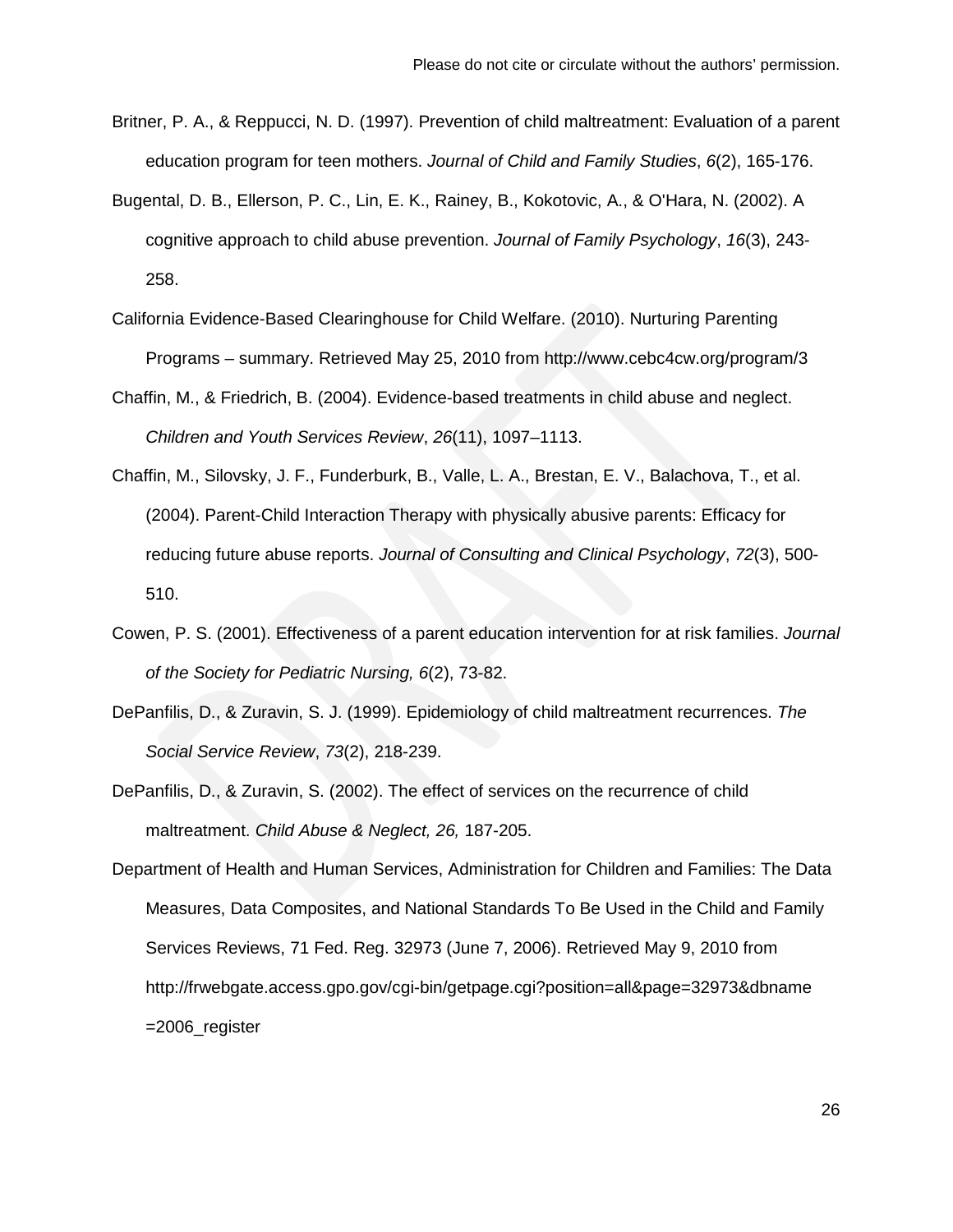Britner, P. A., & Reppucci, N. D. (1997). Prevention of child maltreatment: Evaluation of a parent education program for teen mothers. *Journal of Child and Family Studies*, *6*(2), 165-176.

Bugental, D. B., Ellerson, P. C., Lin, E. K., Rainey, B., Kokotovic, A., & O'Hara, N. (2002). A cognitive approach to child abuse prevention. *Journal of Family Psychology*, *16*(3), 243-258.

California Evidence-Based Clearinghouse for Child Welfare. (2010). Nurturing Parenting Programs – summary. Retrieved May 25, 2010 from http://www.cebc4cw.org/program/3

Chaffin, M., & Friedrich, B. (2004). Evidence-based treatments in child abuse and neglect. *Children and Youth Services Review*, *26*(11), 1097–1113.

Chaffin, M., Silovsky, J. F., Funderburk, B., Valle, L. A., Brestan, E. V., Balachova, T., et al. (2004). Parent-Child Interaction Therapy with physically abusive parents: Efficacy for reducing future abuse reports. *Journal of Consulting and Clinical Psychology*, *72*(3), 500-510.

Cowen, P. S. (2001). Effectiveness of a parent education intervention for at risk families. *Journal of the Society for Pediatric Nursing, 6*(2), 73-82.

DePanfilis, D., & Zuravin, S. J. (1999). Epidemiology of child maltreatment recurrences. *The Social Service Review*, *73*(2), 218-239.

DePanfilis, D., & Zuravin, S. (2002). The effect of services on the recurrence of child maltreatment. *Child Abuse & Neglect, 26,* 187-205.

Department of Health and Human Services, Administration for Children and Families: The Data Measures, Data Composites, and National Standards To Be Used in the Child and Family Services Reviews, 71 Fed. Reg. 32973 (June 7, 2006). Retrieved May 9, 2010 from http://frwebgate.access.gpo.gov/cgi-bin/getpage.cgi?position=all&page=32973&dbname=2006_register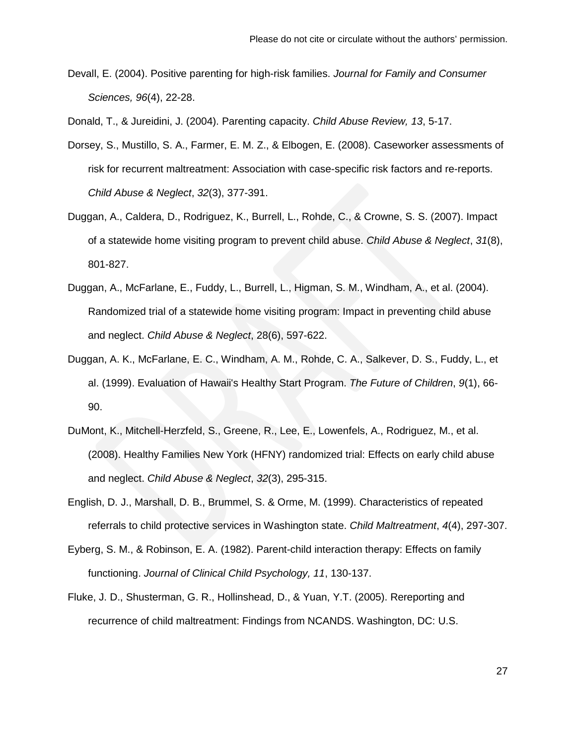Devall, E. (2004). Positive parenting for high-risk families. *Journal for Family and Consumer Sciences, 96*(4), 22-28.

Donald, T., & Jureidini, J. (2004). Parenting capacity. *Child Abuse Review, 13*, 5-17.

Dorsey, S., Mustillo, S. A., Farmer, E. M. Z., & Elbogen, E. (2008). Caseworker assessments of risk for recurrent maltreatment: Association with case-specific risk factors and re-reports. *Child Abuse & Neglect*, *32*(3), 377-391.

Duggan, A., Caldera, D., Rodriguez, K., Burrell, L., Rohde, C., & Crowne, S. S. (2007). Impact of a statewide home visiting program to prevent child abuse. *Child Abuse & Neglect*, *31*(8), 801-827.

Duggan, A., McFarlane, E., Fuddy, L., Burrell, L., Higman, S. M., Windham, A., et al. (2004). Randomized trial of a statewide home visiting program: Impact in preventing child abuse and neglect. *Child Abuse & Neglect*, 28(6), 597-622.

Duggan, A. K., McFarlane, E. C., Windham, A. M., Rohde, C. A., Salkever, D. S., Fuddy, L., et al. (1999). Evaluation of Hawaii's Healthy Start Program. *The Future of Children*, *9*(1), 66-90.

DuMont, K., Mitchell-Herzfeld, S., Greene, R., Lee, E., Lowenfels, A., Rodriguez, M., et al. (2008). Healthy Families New York (HFNY) randomized trial: Effects on early child abuse and neglect. *Child Abuse & Neglect*, *32*(3), 295-315.

English, D. J., Marshall, D. B., Brummel, S. & Orme, M. (1999). Characteristics of repeated referrals to child protective services in Washington state. *Child Maltreatment*, *4*(4), 297-307.

Eyberg, S. M., & Robinson, E. A. (1982). Parent-child interaction therapy: Effects on family functioning. *Journal of Clinical Child Psychology, 11*, 130-137.

Fluke, J. D., Shusterman, G. R., Hollinshead, D., & Yuan, Y.T. (2005). Rereporting and recurrence of child maltreatment: Findings from NCANDS. Washington, DC: U.S.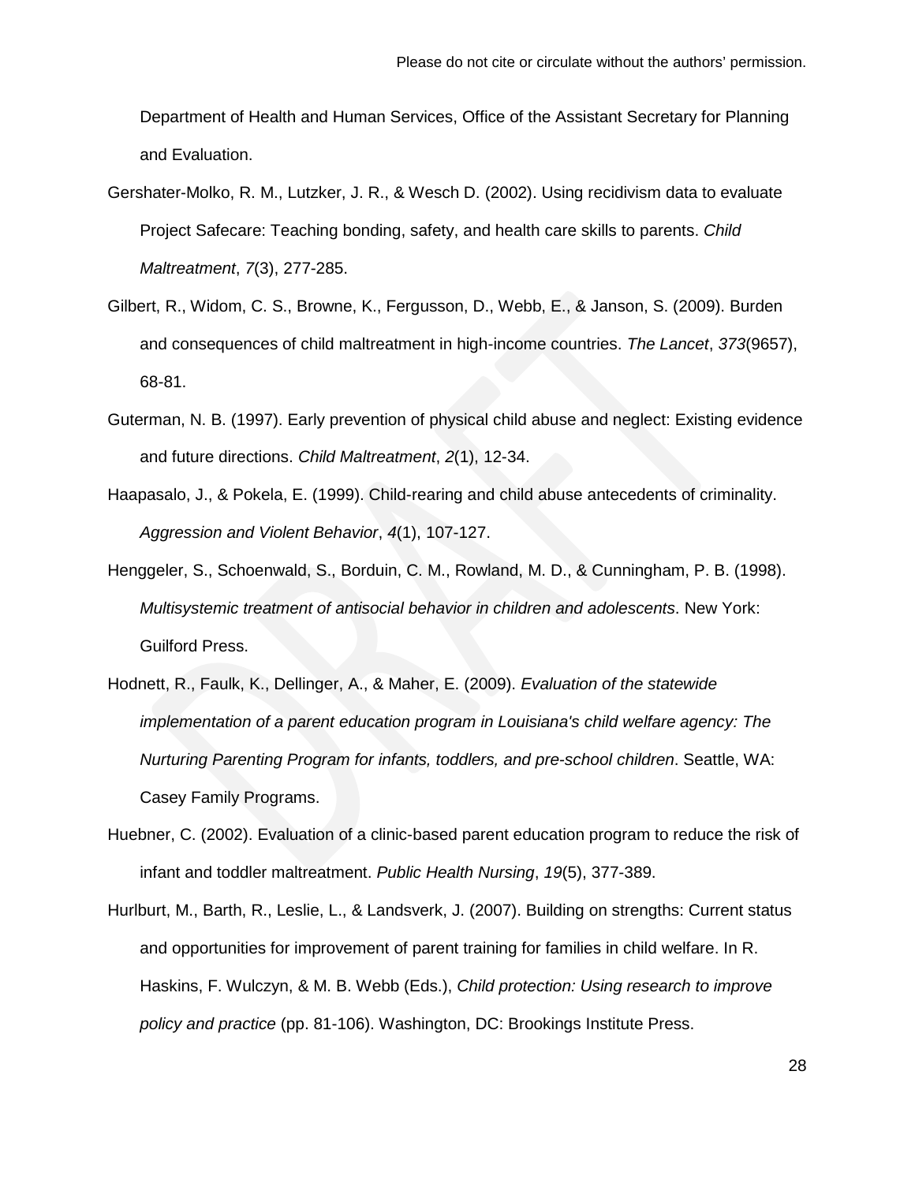Department of Health and Human Services, Office of the Assistant Secretary for Planning and Evaluation.

Gershater-Molko, R. M., Lutzker, J. R., & Wesch D. (2002). Using recidivism data to evaluate Project Safecare: Teaching bonding, safety, and health care skills to parents. *Child Maltreatment*, *7*(3), 277-285.

Gilbert, R., Widom, C. S., Browne, K., Fergusson, D., Webb, E., & Janson, S. (2009). Burden and consequences of child maltreatment in high-income countries. *The Lancet*, *373*(9657), 68-81.

Guterman, N. B. (1997). Early prevention of physical child abuse and neglect: Existing evidence and future directions. *Child Maltreatment*, *2*(1), 12-34.

Haapasalo, J., & Pokela, E. (1999). Child-rearing and child abuse antecedents of criminality. *Aggression and Violent Behavior*, *4*(1), 107-127.

Henggeler, S., Schoenwald, S., Borduin, C. M., Rowland, M. D., & Cunningham, P. B. (1998). *Multisystemic treatment of antisocial behavior in children and adolescents*. New York: Guilford Press.

Hodnett, R., Faulk, K., Dellinger, A., & Maher, E. (2009). *Evaluation of the statewide implementation of a parent education program in Louisiana's child welfare agency: The Nurturing Parenting Program for infants, toddlers, and pre-school children*. Seattle, WA: Casey Family Programs.

Huebner, C. (2002). Evaluation of a clinic-based parent education program to reduce the risk of infant and toddler maltreatment. *Public Health Nursing*, *19*(5), 377-389.

Hurlburt, M., Barth, R., Leslie, L., & Landsverk, J. (2007). Building on strengths: Current status and opportunities for improvement of parent training for families in child welfare. In R. Haskins, F. Wulczyn, & M. B. Webb (Eds.), *Child protection: Using research to improve policy and practice* (pp. 81-106). Washington, DC: Brookings Institute Press.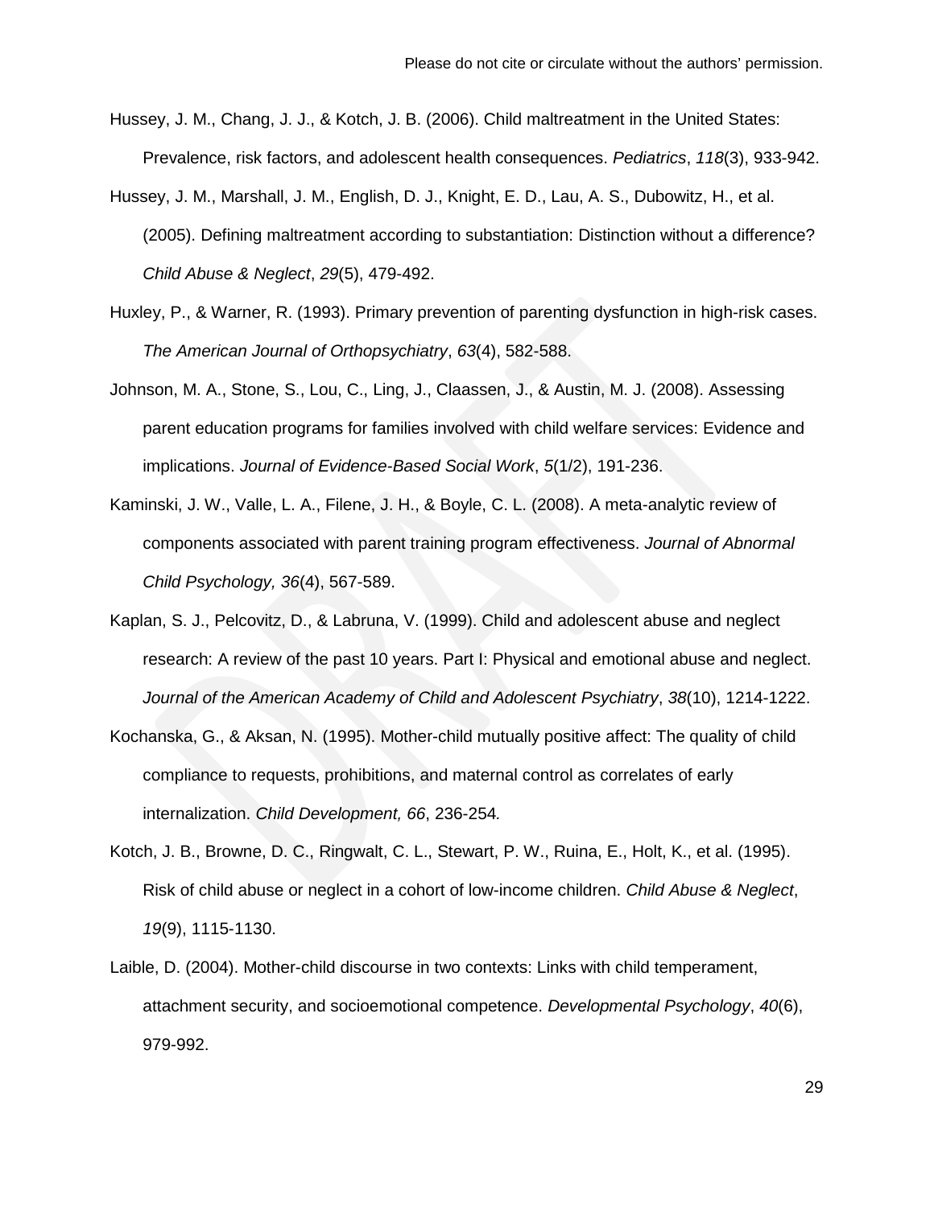Hussey, J. M., Chang, J. J., & Kotch, J. B. (2006). Child maltreatment in the United States: Prevalence, risk factors, and adolescent health consequences. *Pediatrics*, *118*(3), 933-942.

Hussey, J. M., Marshall, J. M., English, D. J., Knight, E. D., Lau, A. S., Dubowitz, H., et al. (2005). Defining maltreatment according to substantiation: Distinction without a difference? *Child Abuse & Neglect*, *29*(5), 479-492.

Huxley, P., & Warner, R. (1993). Primary prevention of parenting dysfunction in high-risk cases. *The American Journal of Orthopsychiatry*, *63*(4), 582-588.

Johnson, M. A., Stone, S., Lou, C., Ling, J., Claassen, J., & Austin, M. J. (2008). Assessing parent education programs for families involved with child welfare services: Evidence and implications. *Journal of Evidence-Based Social Work*, *5*(1/2), 191-236.

Kaminski, J. W., Valle, L. A., Filene, J. H., & Boyle, C. L. (2008). A meta-analytic review of components associated with parent training program effectiveness. *Journal of Abnormal Child Psychology, 36*(4), 567-589.

Kaplan, S. J., Pelcovitz, D., & Labruna, V. (1999). Child and adolescent abuse and neglect research: A review of the past 10 years. Part I: Physical and emotional abuse and neglect. *Journal of the American Academy of Child and Adolescent Psychiatry*, *38*(10), 1214-1222.

Kochanska, G., & Aksan, N. (1995). Mother-child mutually positive affect: The quality of child compliance to requests, prohibitions, and maternal control as correlates of early internalization. *Child Development, 66*, 236-254*.*

Kotch, J. B., Browne, D. C., Ringwalt, C. L., Stewart, P. W., Ruina, E., Holt, K., et al. (1995). Risk of child abuse or neglect in a cohort of low-income children. *Child Abuse & Neglect*, *19*(9), 1115-1130.

Laible, D. (2004). Mother-child discourse in two contexts: Links with child temperament, attachment security, and socioemotional competence. *Developmental Psychology*, *40*(6), 979-992.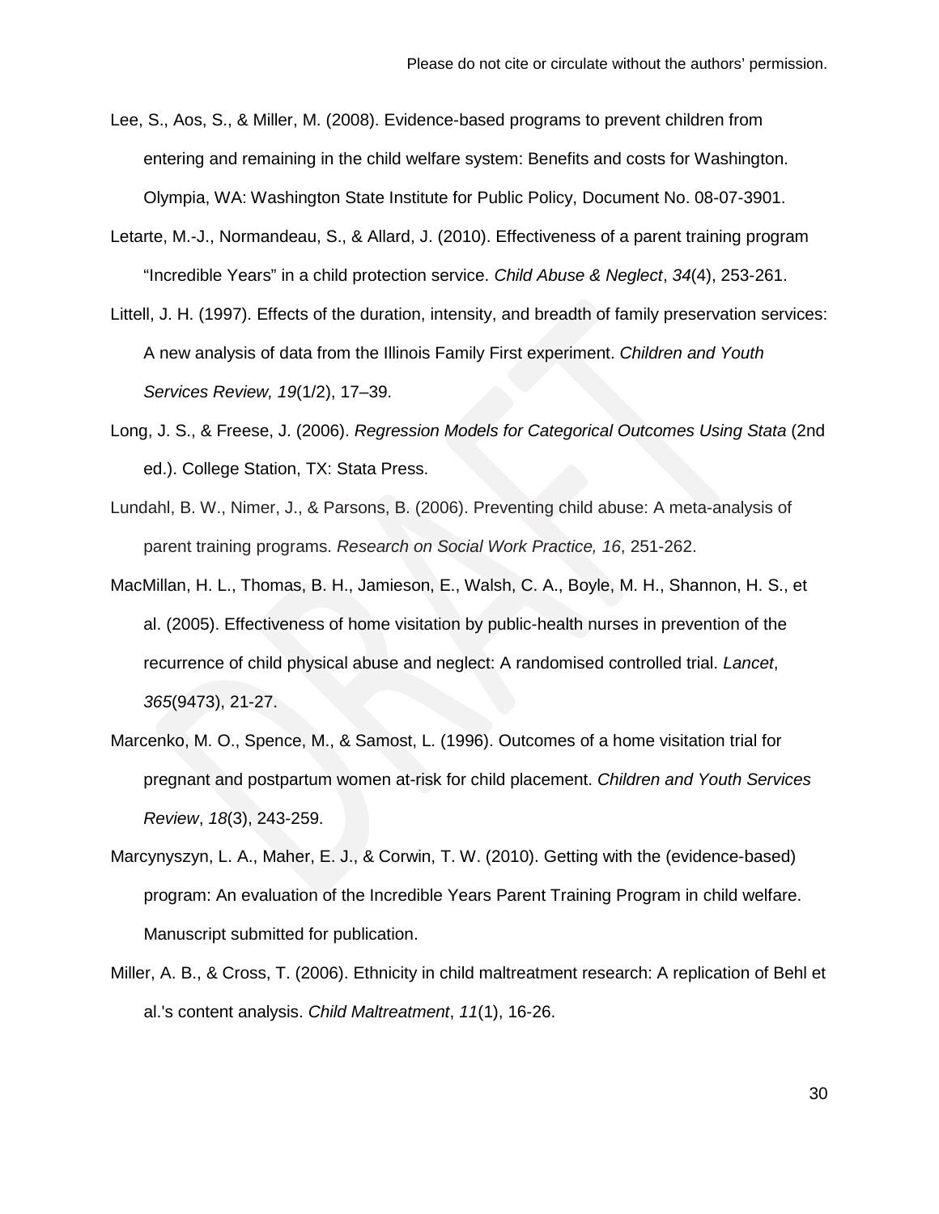Lee, S., Aos, S., & Miller, M. (2008). Evidence-based programs to prevent children from entering and remaining in the child welfare system: Benefits and costs for Washington. Olympia, WA: Washington State Institute for Public Policy, Document No. 08-07-3901.

Letarte, M.-J., Normandeau, S., & Allard, J. (2010). Effectiveness of a parent training program "Incredible Years" in a child protection service. *Child Abuse & Neglect*, *34*(4), 253-261.

Littell, J. H. (1997). Effects of the duration, intensity, and breadth of family preservation services: A new analysis of data from the Illinois Family First experiment. *Children and Youth Services Review, 19*(1/2), 17–39.

Long, J. S., & Freese, J. (2006). *Regression Models for Categorical Outcomes Using Stata* (2nd ed.). College Station, TX: Stata Press.

Lundahl, B. W., Nimer, J., & Parsons, B. (2006). Preventing child abuse: A meta-analysis of parent training programs. *Research on Social Work Practice, 16*, 251-262.

MacMillan, H. L., Thomas, B. H., Jamieson, E., Walsh, C. A., Boyle, M. H., Shannon, H. S., et al. (2005). Effectiveness of home visitation by public-health nurses in prevention of the recurrence of child physical abuse and neglect: A randomised controlled trial. *Lancet*, *365*(9473), 21-27.

Marcenko, M. O., Spence, M., & Samost, L. (1996). Outcomes of a home visitation trial for pregnant and postpartum women at-risk for child placement. *Children and Youth Services Review*, *18*(3), 243-259.

Marcynyszyn, L. A., Maher, E. J., & Corwin, T. W. (2010). Getting with the (evidence-based) program: An evaluation of the Incredible Years Parent Training Program in child welfare. Manuscript submitted for publication.

Miller, A. B., & Cross, T. (2006). Ethnicity in child maltreatment research: A replication of Behl et al.'s content analysis. *Child Maltreatment*, *11*(1), 16-26.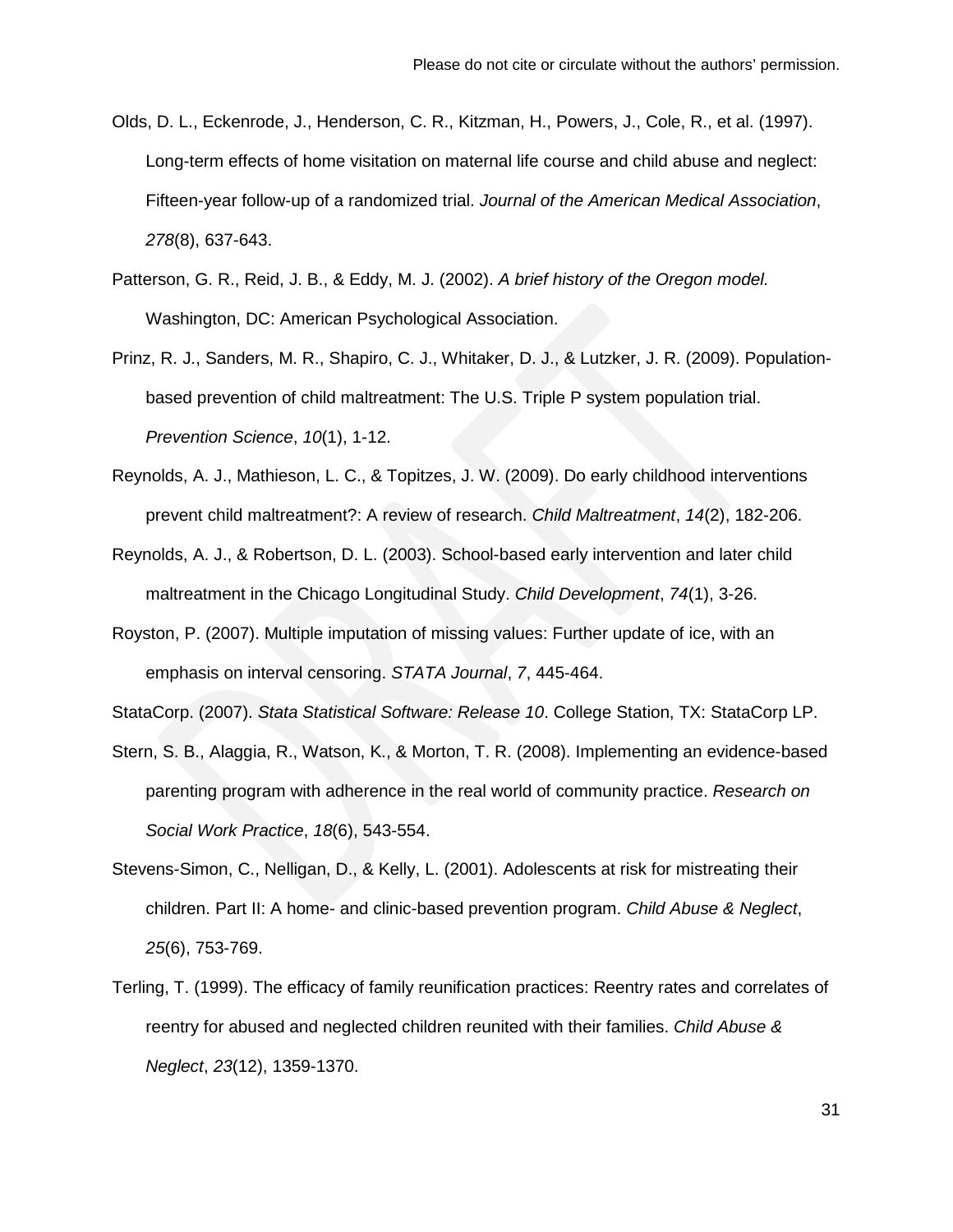Olds, D. L., Eckenrode, J., Henderson, C. R., Kitzman, H., Powers, J., Cole, R., et al. (1997). Long-term effects of home visitation on maternal life course and child abuse and neglect: Fifteen-year follow-up of a randomized trial. *Journal of the American Medical Association*, *278*(8), 637-643.

Patterson, G. R., Reid, J. B., & Eddy, M. J. (2002). *A brief history of the Oregon model.* Washington, DC: American Psychological Association.

Prinz, R. J., Sanders, M. R., Shapiro, C. J., Whitaker, D. J., & Lutzker, J. R. (2009). Population-based prevention of child maltreatment: The U.S. Triple P system population trial. *Prevention Science*, *10*(1), 1-12.

Reynolds, A. J., Mathieson, L. C., & Topitzes, J. W. (2009). Do early childhood interventions prevent child maltreatment?: A review of research. *Child Maltreatment*, *14*(2), 182-206.

Reynolds, A. J., & Robertson, D. L. (2003). School-based early intervention and later child maltreatment in the Chicago Longitudinal Study. *Child Development*, *74*(1), 3-26.

Royston, P. (2007). Multiple imputation of missing values: Further update of ice, with an emphasis on interval censoring. *STATA Journal*, *7*, 445-464.

StataCorp. (2007). *Stata Statistical Software: Release 10*. College Station, TX: StataCorp LP.

Stern, S. B., Alaggia, R., Watson, K., & Morton, T. R. (2008). Implementing an evidence-based parenting program with adherence in the real world of community practice. *Research on Social Work Practice*, *18*(6), 543-554.

Stevens-Simon, C., Nelligan, D., & Kelly, L. (2001). Adolescents at risk for mistreating their children. Part II: A home- and clinic-based prevention program. *Child Abuse & Neglect*, *25*(6), 753-769.

Terling, T. (1999). The efficacy of family reunification practices: Reentry rates and correlates of reentry for abused and neglected children reunited with their families. *Child Abuse & Neglect*, *23*(12), 1359-1370.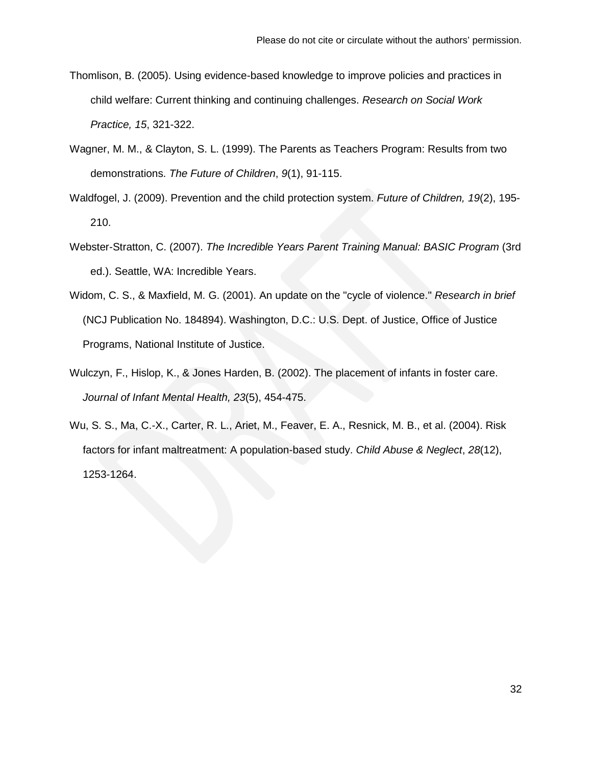Thomlison, B. (2005). Using evidence-based knowledge to improve policies and practices in child welfare: Current thinking and continuing challenges. *Research on Social Work Practice, 15*, 321-322.

Wagner, M. M., & Clayton, S. L. (1999). The Parents as Teachers Program: Results from two demonstrations. *The Future of Children*, *9*(1), 91-115.

Waldfogel, J. (2009). Prevention and the child protection system. *Future of Children, 19*(2), 195-210.

Webster-Stratton, C. (2007). *The Incredible Years Parent Training Manual: BASIC Program* (3rd ed.). Seattle, WA: Incredible Years.

Widom, C. S., & Maxfield, M. G. (2001). An update on the "cycle of violence." *Research in brief* (NCJ Publication No. 184894). Washington, D.C.: U.S. Dept. of Justice, Office of Justice Programs, National Institute of Justice.

Wulczyn, F., Hislop, K., & Jones Harden, B. (2002). The placement of infants in foster care. *Journal of Infant Mental Health, 23*(5), 454-475.

Wu, S. S., Ma, C.-X., Carter, R. L., Ariet, M., Feaver, E. A., Resnick, M. B., et al. (2004). Risk factors for infant maltreatment: A population-based study. *Child Abuse & Neglect*, *28*(12), 1253-1264.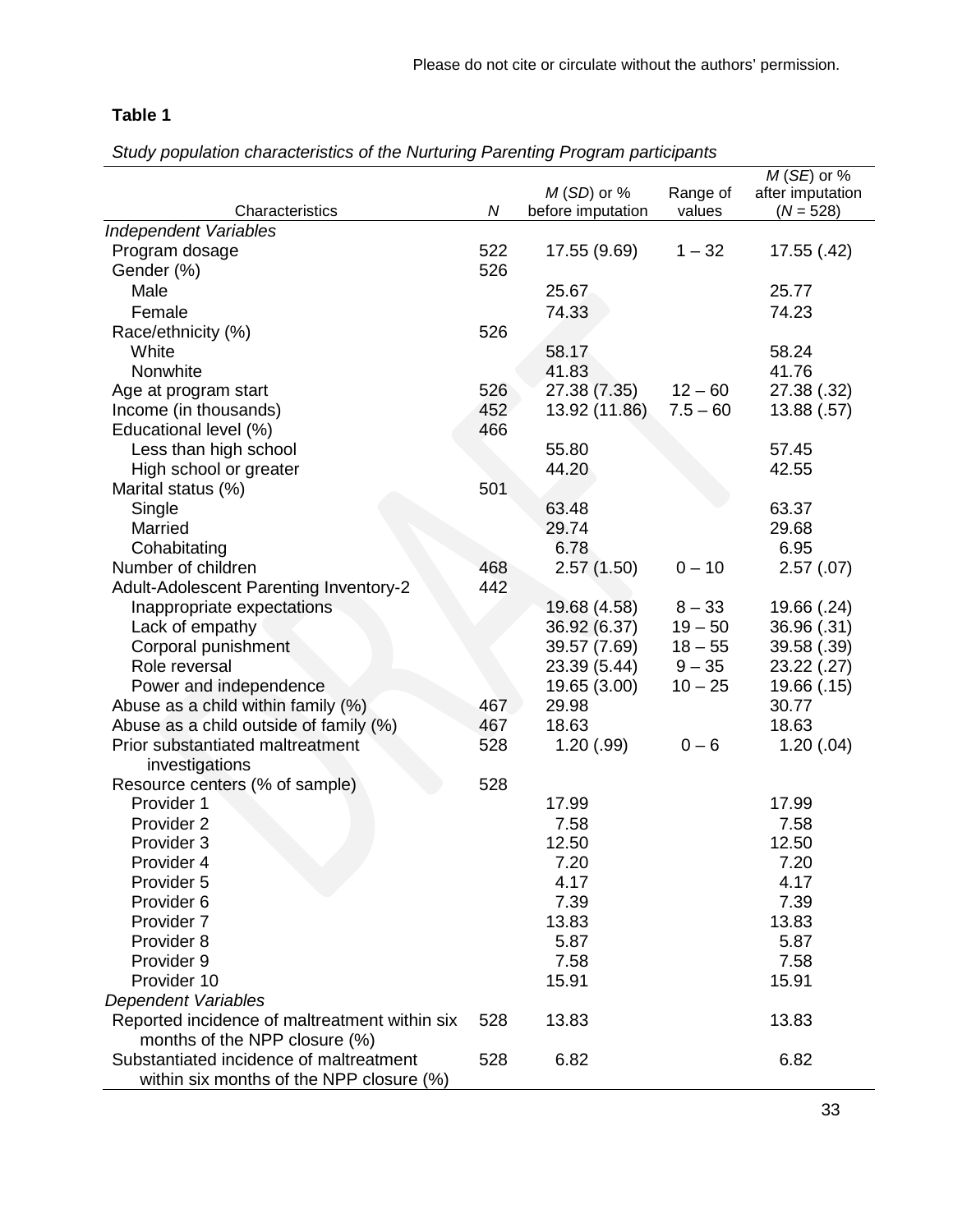**Table 1**

*Study population characteristics of the Nurturing Parenting Program participants*

| Characteristics | *N* | *M* (*SD*) or % before imputation | Range of values | *M* (*SE*) or % after imputation (*N* = 528) |
|---|---|---|---|---|
| *Independent Variables* | | | | |
| Program dosage | 522 | 17.55 (9.69) | 1 – 32 | 17.55 (.42) |
| Gender (%) | 526 | | | |
| Male | | 25.67 | | 25.77 |
| Female | | 74.33 | | 74.23 |
| Race/ethnicity (%) | 526 | | | |
| White | | 58.17 | | 58.24 |
| Nonwhite | | 41.83 | | 41.76 |
| Age at program start | 526 | 27.38 (7.35) | 12 – 60 | 27.38 (.32) |
| Income (in thousands) | 452 | 13.92 (11.86) | 7.5 – 60 | 13.88 (.57) |
| Educational level (%) | 466 | | | |
| Less than high school | | 55.80 | | 57.45 |
| High school or greater | | 44.20 | | 42.55 |
| Marital status (%) | 501 | | | |
| Single | | 63.48 | | 63.37 |
| Married | | 29.74 | | 29.68 |
| Cohabitating | | 6.78 | | 6.95 |
| Number of children | 468 | 2.57 (1.50) | 0 – 10 | 2.57 (.07) |
| Adult-Adolescent Parenting Inventory-2 | 442 | | | |
| Inappropriate expectations | | 19.68 (4.58) | 8 – 33 | 19.66 (.24) |
| Lack of empathy | | 36.92 (6.37) | 19 – 50 | 36.96 (.31) |
| Corporal punishment | | 39.57 (7.69) | 18 – 55 | 39.58 (.39) |
| Role reversal | | 23.39 (5.44) | 9 – 35 | 23.22 (.27) |
| Power and independence | | 19.65 (3.00) | 10 – 25 | 19.66 (.15) |
| Abuse as a child within family (%) | 467 | 29.98 | | 30.77 |
| Abuse as a child outside of family (%) | 467 | 18.63 | | 18.63 |
| Prior substantiated maltreatment investigations | 528 | 1.20 (.99) | 0 – 6 | 1.20 (.04) |
| Resource centers (% of sample) | 528 | | | |
| Provider 1 | | 17.99 | | 17.99 |
| Provider 2 | | 7.58 | | 7.58 |
| Provider 3 | | 12.50 | | 12.50 |
| Provider 4 | | 7.20 | | 7.20 |
| Provider 5 | | 4.17 | | 4.17 |
| Provider 6 | | 7.39 | | 7.39 |
| Provider 7 | | 13.83 | | 13.83 |
| Provider 8 | | 5.87 | | 5.87 |
| Provider 9 | | 7.58 | | 7.58 |
| Provider 10 | | 15.91 | | 15.91 |
| *Dependent Variables* | | | | |
| Reported incidence of maltreatment within six months of the NPP closure (%) | 528 | 13.83 | | 13.83 |
| Substantiated incidence of maltreatment within six months of the NPP closure (%) | 528 | 6.82 | | 6.82 |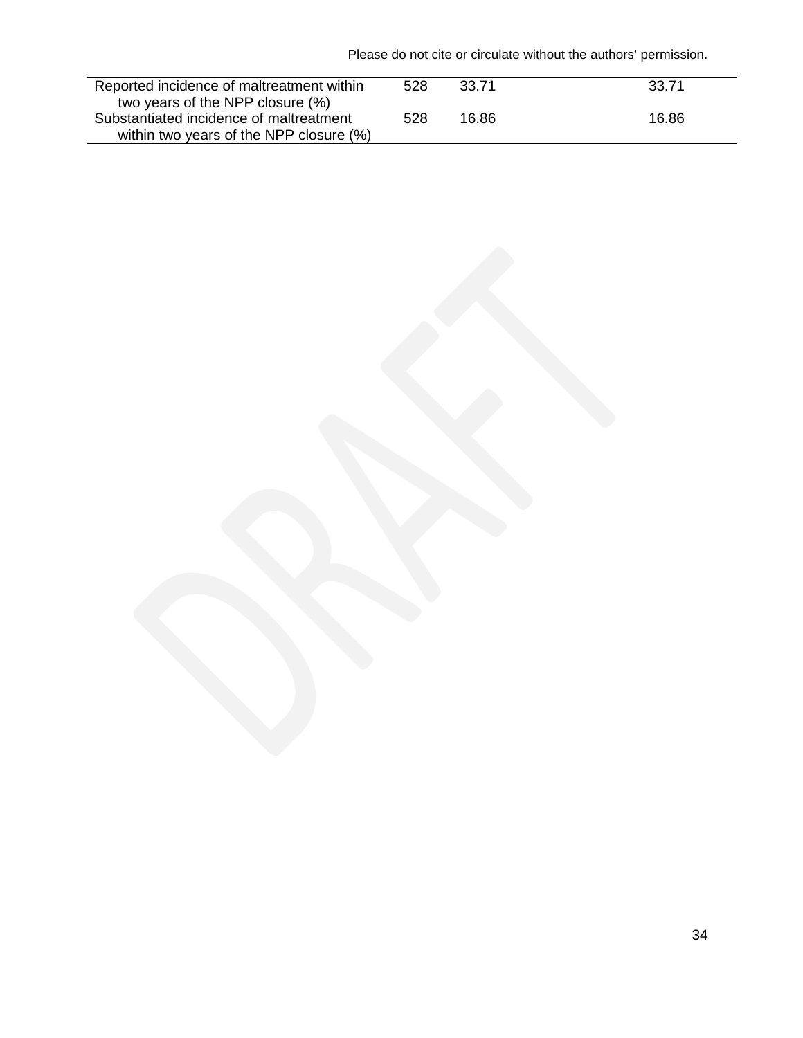| | | | |
|---|---|---|---|
| Reported incidence of maltreatment within two years of the NPP closure (%) | 528 | 33.71 | 33.71 |
| Substantiated incidence of maltreatment within two years of the NPP closure (%) | 528 | 16.86 | 16.86 |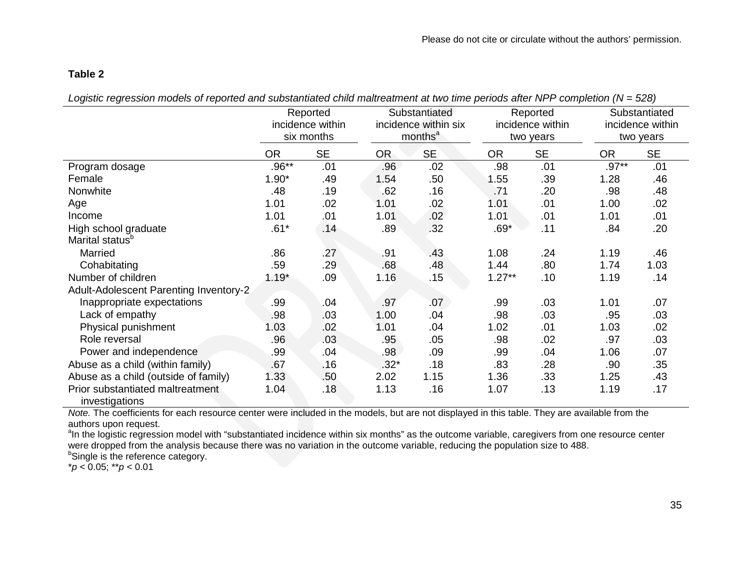**Table 2**

*Logistic regression models of reported and substantiated child maltreatment at two time periods after NPP completion (N = 528)*

| | Reported incidence within six months | | Substantiated incidence within six months[a] | | Reported incidence within two years | | Substantiated incidence within two years | |
|---|---|---|---|---|---|---|---|---|
| | OR | SE | OR | SE | OR | SE | OR | SE |
| Program dosage | .96** | .01 | .96 | .02 | .98 | .01 | .97** | .01 |
| Female | 1.90* | .49 | 1.54 | .50 | 1.55 | .39 | 1.28 | .46 |
| Nonwhite | .48 | .19 | .62 | .16 | .71 | .20 | .98 | .48 |
| Age | 1.01 | .02 | 1.01 | .02 | 1.01 | .01 | 1.00 | .02 |
| Income | 1.01 | .01 | 1.01 | .02 | 1.01 | .01 | 1.01 | .01 |
| High school graduate | .61* | .14 | .89 | .32 | .69* | .11 | .84 | .20 |
| Marital status[b] | | | | | | | | |
| Married | .86 | .27 | .91 | .43 | 1.08 | .24 | 1.19 | .46 |
| Cohabitating | .59 | .29 | .68 | .48 | 1.44 | .80 | 1.74 | 1.03 |
| Number of children | 1.19* | .09 | 1.16 | .15 | 1.27** | .10 | 1.19 | .14 |
| Adult-Adolescent Parenting Inventory-2 | | | | | | | | |
| Inappropriate expectations | .99 | .04 | .97 | .07 | .99 | .03 | 1.01 | .07 |
| Lack of empathy | .98 | .03 | 1.00 | .04 | .98 | .03 | .95 | .03 |
| Physical punishment | 1.03 | .02 | 1.01 | .04 | 1.02 | .01 | 1.03 | .02 |
| Role reversal | .96 | .03 | .95 | .05 | .98 | .02 | .97 | .03 |
| Power and independence | .99 | .04 | .98 | .09 | .99 | .04 | 1.06 | .07 |
| Abuse as a child (within family) | .67 | .16 | .32* | .18 | .83 | .28 | .90 | .35 |
| Abuse as a child (outside of family) | 1.33 | .50 | 2.02 | 1.15 | 1.36 | .33 | 1.25 | .43 |
| Prior substantiated maltreatment investigations | 1.04 | .18 | 1.13 | .16 | 1.07 | .13 | 1.19 | .17 |

*Note.* The coefficients for each resource center were included in the models, but are not displayed in this table. They are available from the authors upon request.

[a]In the logistic regression model with "substantiated incidence within six months" as the outcome variable, caregivers from one resource center were dropped from the analysis because there was no variation in the outcome variable, reducing the population size to 488.

[b]Single is the reference category.

*$p < 0.05$; **$p < 0.01$